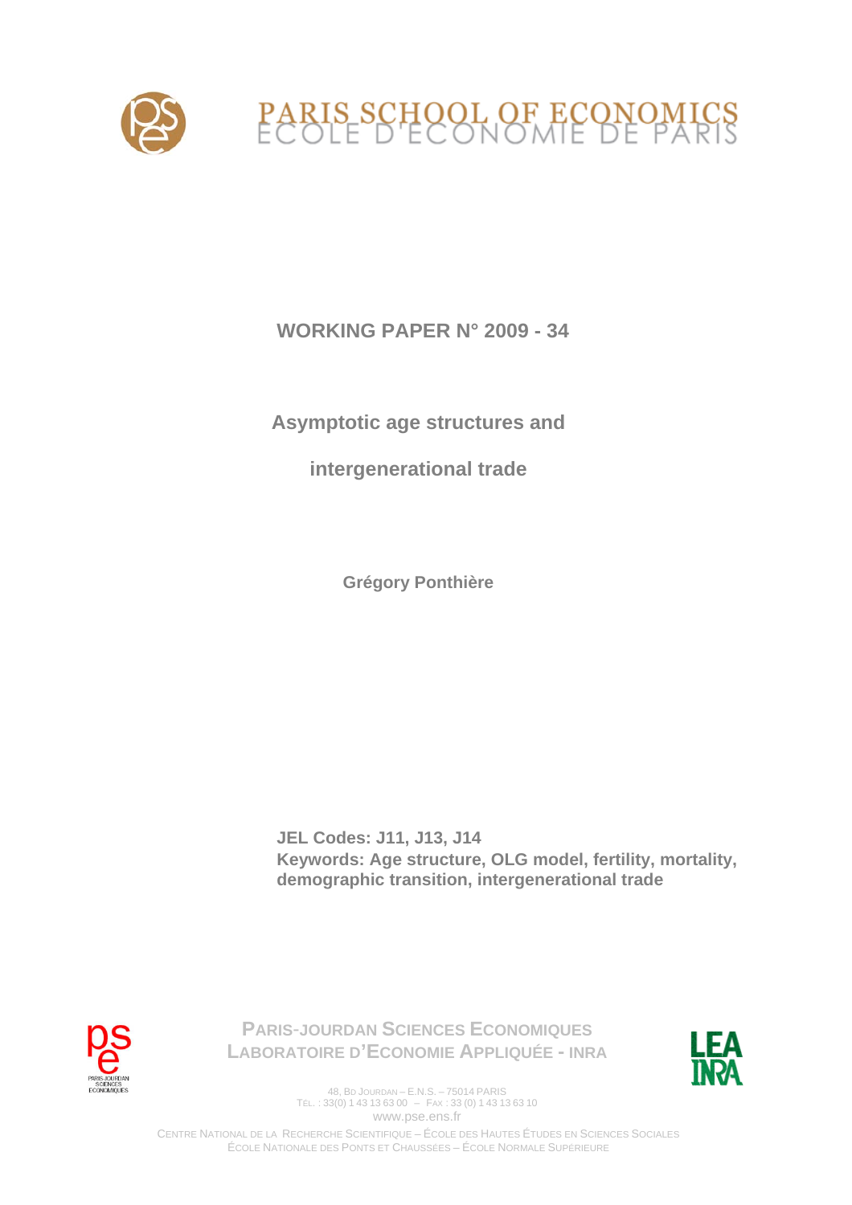PARIS SCHOOL OF ECONOMICS
ECOLE D'ECONOMIE DE PARIS

**WORKING PAPER N° 2009 - 34**

# Asymptotic age structures and intergenerational trade

**Grégory Ponthière**

**JEL Codes: J11, J13, J14**
**Keywords: Age structure, OLG model, fertility, mortality, demographic transition, intergenerational trade**

PARIS-JOURDAN SCIENCES ECONOMIQUES
LABORATOIRE D'ECONOMIE APPLIQUÉE - INRA

48, BD JOURDAN – E.N.S. – 75014 PARIS
TÉL. : 33(0) 1 43 13 63 00 – FAX : 33 (0) 1 43 13 63 10
www.pse.ens.fr

CENTRE NATIONAL DE LA RECHERCHE SCIENTIFIQUE – ÉCOLE DES HAUTES ÉTUDES EN SCIENCES SOCIALES
ÉCOLE NATIONALE DES PONTS ET CHAUSSÉES – ÉCOLE NORMALE SUPÉRIEURE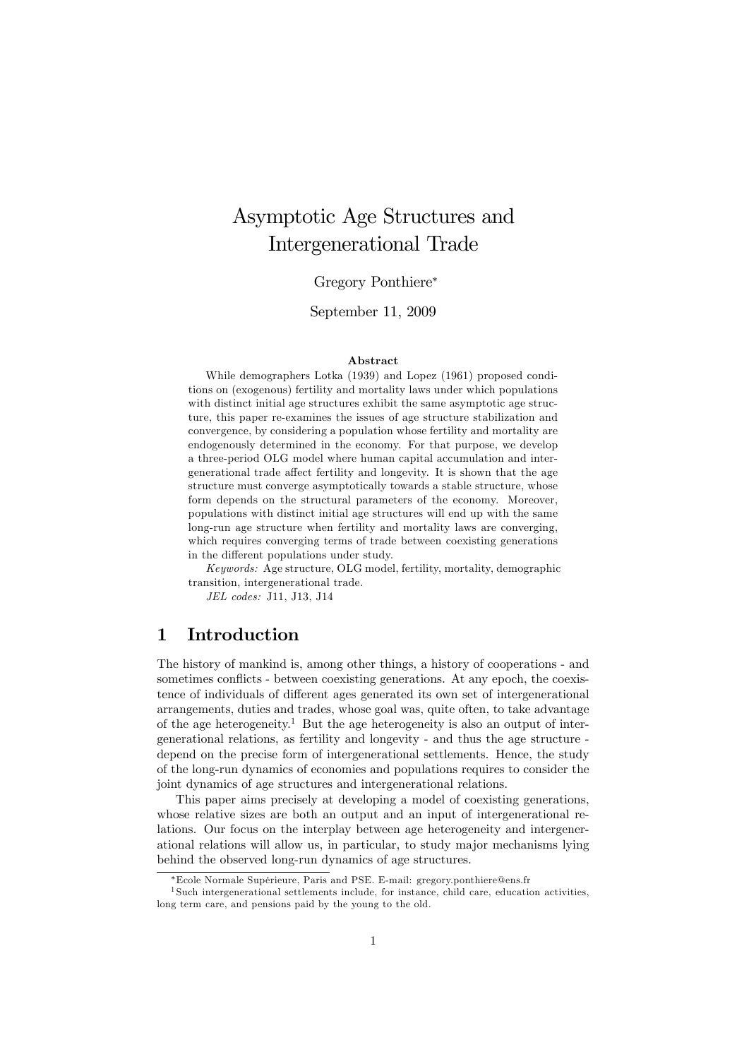# Asymptotic Age Structures and Intergenerational Trade

Gregory Ponthiere*

September 11, 2009

### Abstract

While demographers Lotka (1939) and Lopez (1961) proposed conditions on (exogenous) fertility and mortality laws under which populations with distinct initial age structures exhibit the same asymptotic age structure, this paper re-examines the issues of age structure stabilization and convergence, by considering a population whose fertility and mortality are endogenously determined in the economy. For that purpose, we develop a three-period OLG model where human capital accumulation and intergenerational trade affect fertility and longevity. It is shown that the age structure must converge asymptotically towards a stable structure, whose form depends on the structural parameters of the economy. Moreover, populations with distinct initial age structures will end up with the same long-run age structure when fertility and mortality laws are converging, which requires converging terms of trade between coexisting generations in the different populations under study.

*Keywords:* Age structure, OLG model, fertility, mortality, demographic transition, intergenerational trade.

*JEL codes:* J11, J13, J14

## 1 Introduction

The history of mankind is, among other things, a history of cooperations - and sometimes conflicts - between coexisting generations. At any epoch, the coexistence of individuals of different ages generated its own set of intergenerational arrangements, duties and trades, whose goal was, quite often, to take advantage of the age heterogeneity.[1] But the age heterogeneity is also an output of intergenerational relations, as fertility and longevity - and thus the age structure - depend on the precise form of intergenerational settlements. Hence, the study of the long-run dynamics of economies and populations requires to consider the joint dynamics of age structures and intergenerational relations.

This paper aims precisely at developing a model of coexisting generations, whose relative sizes are both an output and an input of intergenerational relations. Our focus on the interplay between age heterogeneity and intergenerational relations will allow us, in particular, to study major mechanisms lying behind the observed long-run dynamics of age structures.

*Ecole Normale Supérieure, Paris and PSE. E-mail: gregory.ponthiere@ens.fr

[1] Such intergenerational settlements include, for instance, child care, education activities, long term care, and pensions paid by the young to the old.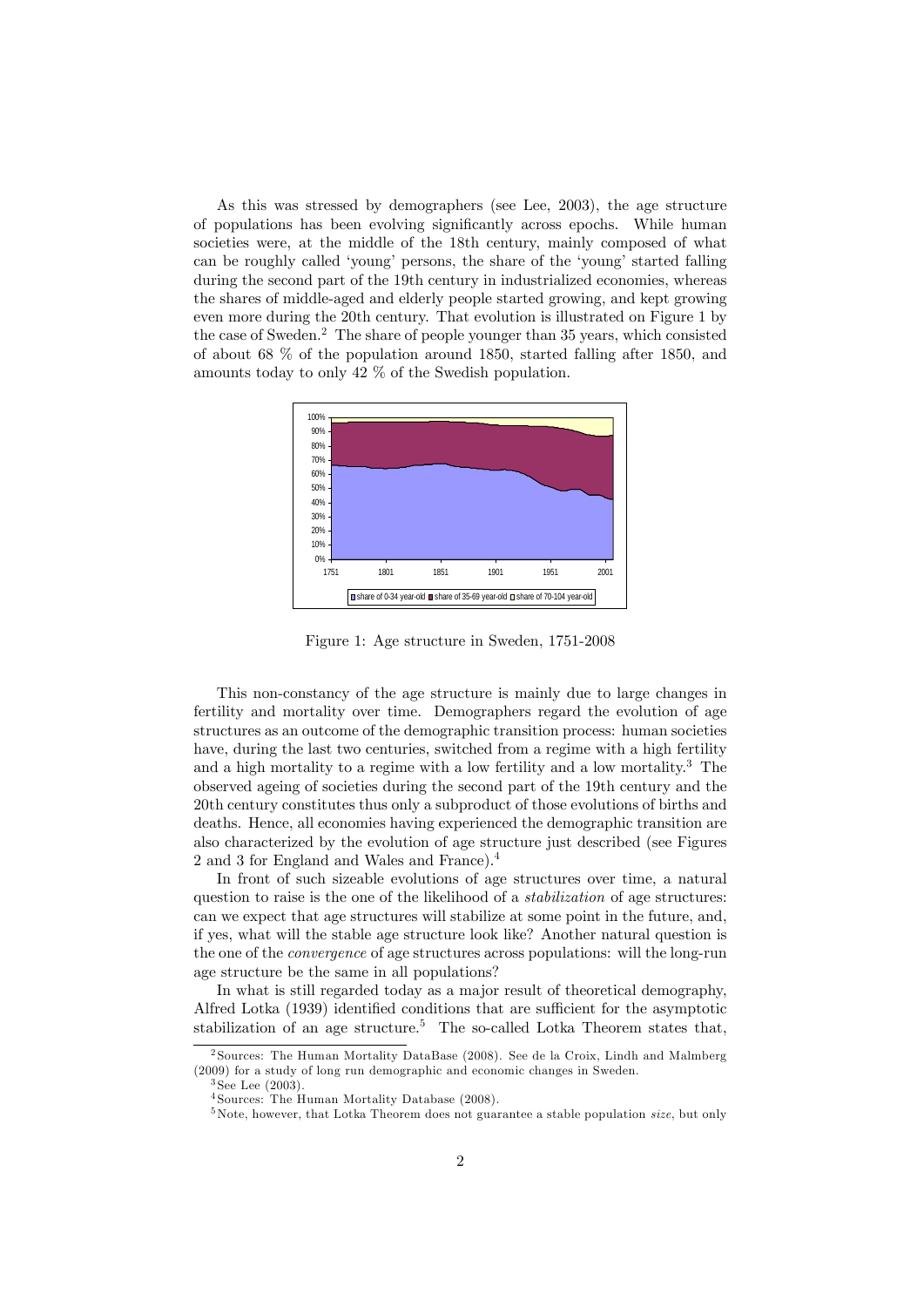As this was stressed by demographers (see Lee, 2003), the age structure of populations has been evolving significantly across epochs. While human societies were, at the middle of the 18th century, mainly composed of what can be roughly called 'young' persons, the share of the 'young' started falling during the second part of the 19th century in industrialized economies, whereas the shares of middle-aged and elderly people started growing, and kept growing even more during the 20th century. That evolution is illustrated on Figure 1 by the case of Sweden.[2] The share of people younger than 35 years, which consisted of about 68 % of the population around 1850, started falling after 1850, and amounts today to only 42 % of the Swedish population.

Figure 1: Age structure in Sweden, 1751-2008

This non-constancy of the age structure is mainly due to large changes in fertility and mortality over time. Demographers regard the evolution of age structures as an outcome of the demographic transition process: human societies have, during the last two centuries, switched from a regime with a high fertility and a high mortality to a regime with a low fertility and a low mortality.[3] The observed ageing of societies during the second part of the 19th century and the 20th century constitutes thus only a subproduct of those evolutions of births and deaths. Hence, all economies having experienced the demographic transition are also characterized by the evolution of age structure just described (see Figures 2 and 3 for England and Wales and France).[4]

In front of such sizeable evolutions of age structures over time, a natural question to raise is the one of the likelihood of a *stabilization* of age structures: can we expect that age structures will stabilize at some point in the future, and, if yes, what will the stable age structure look like? Another natural question is the one of the *convergence* of age structures across populations: will the long-run age structure be the same in all populations?

In what is still regarded today as a major result of theoretical demography, Alfred Lotka (1939) identified conditions that are sufficient for the asymptotic stabilization of an age structure.[5] The so-called Lotka Theorem states that,

[2] Sources: The Human Mortality DataBase (2008). See de la Croix, Lindh and Malmberg (2009) for a study of long run demographic and economic changes in Sweden.

[3] See Lee (2003).

[4] Sources: The Human Mortality Database (2008).

[5] Note, however, that Lotka Theorem does not guarantee a stable population *size*, but only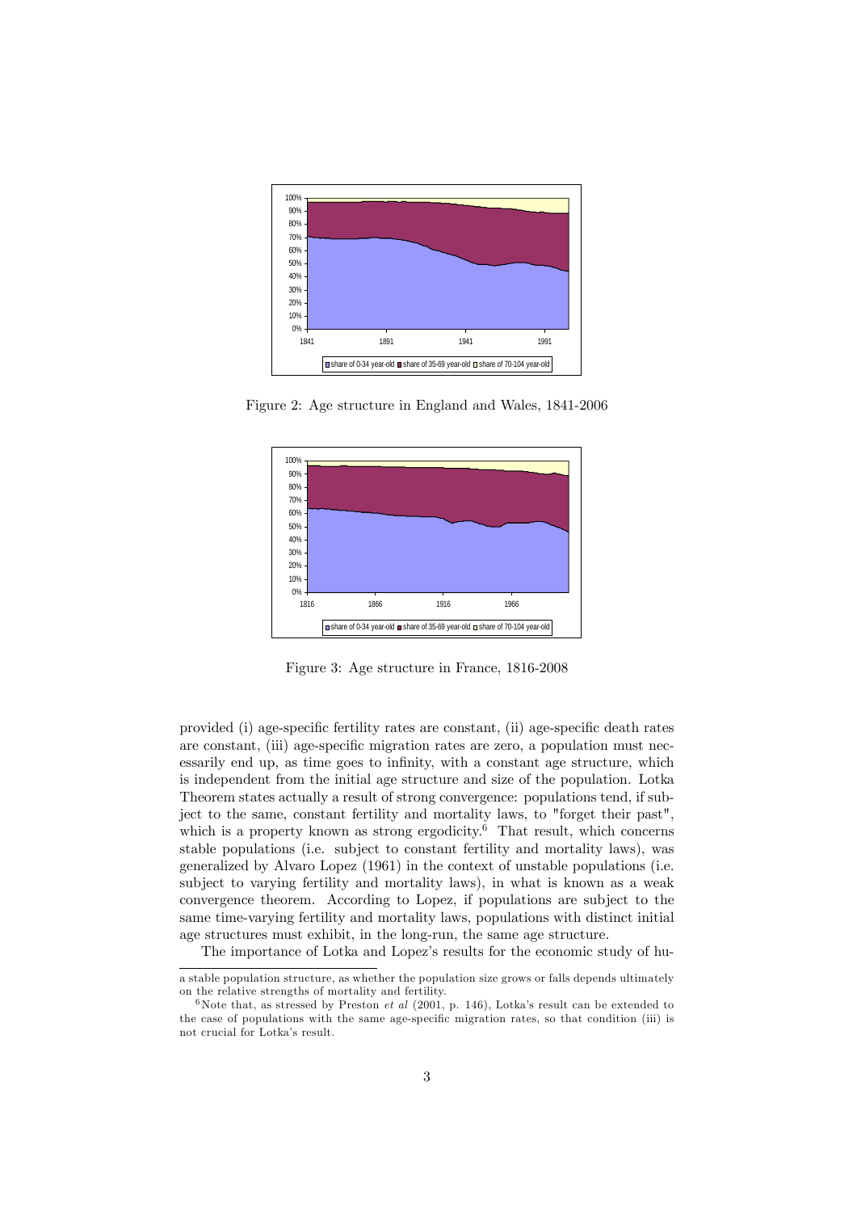Figure 2: Age structure in England and Wales, 1841-2006

Figure 3: Age structure in France, 1816-2008

provided (i) age-specific fertility rates are constant, (ii) age-specific death rates are constant, (iii) age-specific migration rates are zero, a population must necessarily end up, as time goes to infinity, with a constant age structure, which is independent from the initial age structure and size of the population. Lotka Theorem states actually a result of strong convergence: populations tend, if subject to the same, constant fertility and mortality laws, to "forget their past", which is a property known as strong ergodicity.[6] That result, which concerns stable populations (i.e. subject to constant fertility and mortality laws), was generalized by Alvaro Lopez (1961) in the context of unstable populations (i.e. subject to varying fertility and mortality laws), in what is known as a weak convergence theorem. According to Lopez, if populations are subject to the same time-varying fertility and mortality laws, populations with distinct initial age structures must exhibit, in the long-run, the same age structure.

The importance of Lotka and Lopez's results for the economic study of hu-

---

a stable population structure, as whether the population size grows or falls depends ultimately on the relative strengths of mortality and fertility.

[6] Note that, as stressed by Preston *et al* (2001, p. 146), Lotka's result can be extended to the case of populations with the same age-specific migration rates, so that condition (iii) is not crucial for Lotka's result.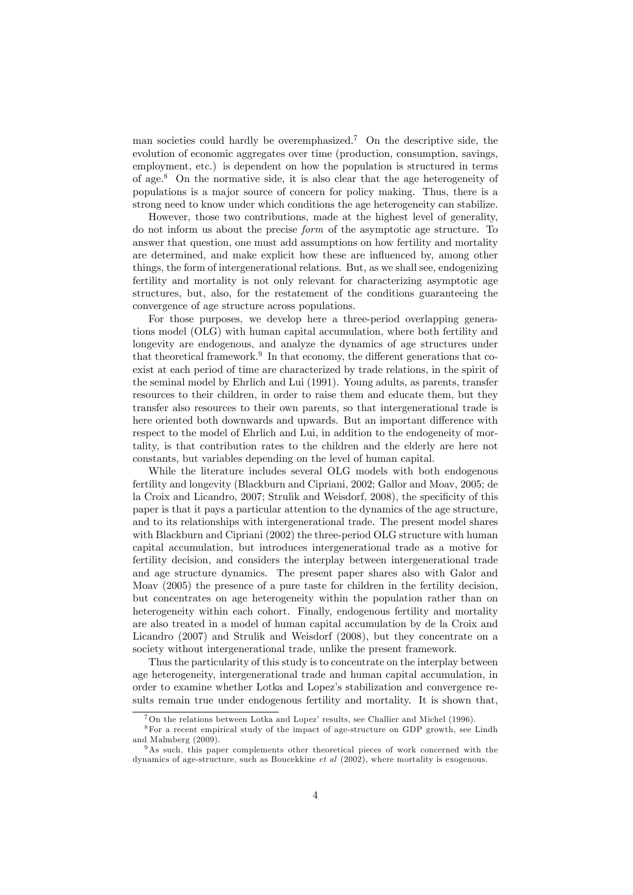man societies could hardly be overemphasized.[7] On the descriptive side, the evolution of economic aggregates over time (production, consumption, savings, employment, etc.) is dependent on how the population is structured in terms of age.[8] On the normative side, it is also clear that the age heterogeneity of populations is a major source of concern for policy making. Thus, there is a strong need to know under which conditions the age heterogeneity can stabilize.

However, those two contributions, made at the highest level of generality, do not inform us about the precise *form* of the asymptotic age structure. To answer that question, one must add assumptions on how fertility and mortality are determined, and make explicit how these are influenced by, among other things, the form of intergenerational relations. But, as we shall see, endogenizing fertility and mortality is not only relevant for characterizing asymptotic age structures, but, also, for the restatement of the conditions guaranteeing the convergence of age structure across populations.

For those purposes, we develop here a three-period overlapping generations model (OLG) with human capital accumulation, where both fertility and longevity are endogenous, and analyze the dynamics of age structures under that theoretical framework.[9] In that economy, the different generations that coexist at each period of time are characterized by trade relations, in the spirit of the seminal model by Ehrlich and Lui (1991). Young adults, as parents, transfer resources to their children, in order to raise them and educate them, but they transfer also resources to their own parents, so that intergenerational trade is here oriented both downwards and upwards. But an important difference with respect to the model of Ehrlich and Lui, in addition to the endogeneity of mortality, is that contribution rates to the children and the elderly are here not constants, but variables depending on the level of human capital.

While the literature includes several OLG models with both endogenous fertility and longevity (Blackburn and Cipriani, 2002; Gallor and Moav, 2005; de la Croix and Licandro, 2007; Strulik and Weisdorf, 2008), the specificity of this paper is that it pays a particular attention to the dynamics of the age structure, and to its relationships with intergenerational trade. The present model shares with Blackburn and Cipriani (2002) the three-period OLG structure with human capital accumulation, but introduces intergenerational trade as a motive for fertility decision, and considers the interplay between intergenerational trade and age structure dynamics. The present paper shares also with Galor and Moav (2005) the presence of a pure taste for children in the fertility decision, but concentrates on age heterogeneity within the population rather than on heterogeneity within each cohort. Finally, endogenous fertility and mortality are also treated in a model of human capital accumulation by de la Croix and Licandro (2007) and Strulik and Weisdorf (2008), but they concentrate on a society without intergenerational trade, unlike the present framework.

Thus the particularity of this study is to concentrate on the interplay between age heterogeneity, intergenerational trade and human capital accumulation, in order to examine whether Lotka and Lopez's stabilization and convergence results remain true under endogenous fertility and mortality. It is shown that,

[7] On the relations between Lotka and Lopez' results, see Challier and Michel (1996).

[8] For a recent empirical study of the impact of age-structure on GDP growth, see Lindh and Malmberg (2009).

[9] As such, this paper complements other theoretical pieces of work concerned with the dynamics of age-structure, such as Boucekkine *et al* (2002), where mortality is exogenous.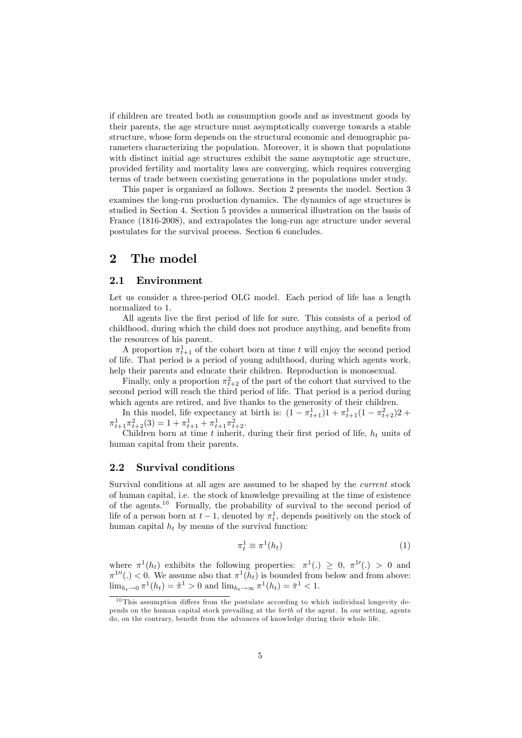if children are treated both as consumption goods and as investment goods by their parents, the age structure must asymptotically converge towards a stable structure, whose form depends on the structural economic and demographic parameters characterizing the population. Moreover, it is shown that populations with distinct initial age structures exhibit the same asymptotic age structure, provided fertility and mortality laws are converging, which requires converging terms of trade between coexisting generations in the populations under study.

This paper is organized as follows. Section 2 presents the model. Section 3 examines the long-run production dynamics. The dynamics of age structures is studied in Section 4. Section 5 provides a numerical illustration on the basis of France (1816-2008), and extrapolates the long-run age structure under several postulates for the survival process. Section 6 concludes.

# 2 The model

## 2.1 Environment

Let us consider a three-period OLG model. Each period of life has a length normalized to 1.

All agents live the first period of life for sure. This consists of a period of childhood, during which the child does not produce anything, and benefits from the resources of his parent.

A proportion $\pi^1_{t+1}$ of the cohort born at time $t$ will enjoy the second period of life. That period is a period of young adulthood, during which agents work, help their parents and educate their children. Reproduction is monosexual.

Finally, only a proportion $\pi^2_{t+2}$ of the part of the cohort that survived to the second period will reach the third period of life. That period is a period during which agents are retired, and live thanks to the generosity of their children.

In this model, life expectancy at birth is: $(1-\pi^1_{t+1})1 + \pi^1_{t+1}(1-\pi^2_{t+2})2 + \pi^1_{t+1}\pi^2_{t+2}(3) = 1 + \pi^1_{t+1} + \pi^1_{t+1}\pi^2_{t+2}$.

Children born at time $t$ inherit, during their first period of life, $h_t$ units of human capital from their parents.

## 2.2 Survival conditions

Survival conditions at all ages are assumed to be shaped by the *current* stock of human capital, i.e. the stock of knowledge prevailing at the time of existence of the agents.[10] Formally, the probability of survival to the second period of life of a person born at $t-1$, denoted by $\pi^1_t$, depends positively on the stock of human capital $h_t$ by means of the survival function:

$$\pi^1_t \equiv \pi^1(h_t) \tag{1}$$

where $\pi^1(h_t)$ exhibits the following properties: $\pi^1(.) \geq 0$, $\pi^{1\prime}(.) > 0$ and $\pi^{1\prime\prime}(.) < 0$. We assume also that $\pi^1(h_t)$ is bounded from below and from above: $\lim_{h_t \to 0} \pi^1(h_t) = \tilde{\pi}^1 > 0$ and $\lim_{h_t \to \infty} \pi^1(h_t) = \bar{\pi}^1 < 1$.

[10] This assumption differs from the postulate according to which individual longevity depends on the human capital stock prevailing at the *birth* of the agent. In our setting, agents do, on the contrary, benefit from the advances of knowledge during their whole life.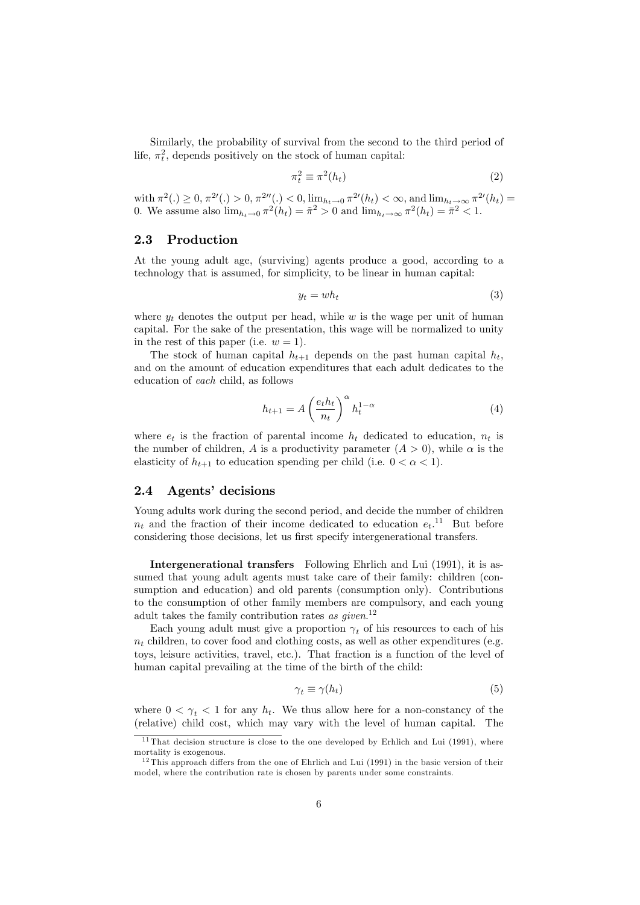Similarly, the probability of survival from the second to the third period of life, $\pi_t^2$, depends positively on the stock of human capital:

$$\pi_t^2 \equiv \pi^2(h_t) \tag{2}$$

with $\pi^2(.) \geq 0$, $\pi^{2\prime}(.) > 0$, $\pi^{2\prime\prime}(.) < 0$, $\lim_{h_t \to 0} \pi^{2\prime}(h_t) < \infty$, and $\lim_{h_t \to \infty} \pi^{2\prime}(h_t) = 0$. We assume also $\lim_{h_t \to 0} \pi^2(h_t) = \tilde{\pi}^2 > 0$ and $\lim_{h_t \to \infty} \pi^2(h_t) = \bar{\pi}^2 < 1$.

## 2.3 Production

At the young adult age, (surviving) agents produce a good, according to a technology that is assumed, for simplicity, to be linear in human capital:

$$y_t = w h_t \tag{3}$$

where $y_t$ denotes the output per head, while $w$ is the wage per unit of human capital. For the sake of the presentation, this wage will be normalized to unity in the rest of this paper (i.e. $w = 1$).

The stock of human capital $h_{t+1}$ depends on the past human capital $h_t$, and on the amount of education expenditures that each adult dedicates to the education of *each* child, as follows

$$h_{t+1} = A \left( \frac{e_t h_t}{n_t} \right)^{\alpha} h_t^{1-\alpha} \tag{4}$$

where $e_t$ is the fraction of parental income $h_t$ dedicated to education, $n_t$ is the number of children, $A$ is a productivity parameter ($A > 0$), while $\alpha$ is the elasticity of $h_{t+1}$ to education spending per child (i.e. $0 < \alpha < 1$).

## 2.4 Agents' decisions

Young adults work during the second period, and decide the number of children $n_t$ and the fraction of their income dedicated to education $e_t$.[11] But before considering those decisions, let us first specify intergenerational transfers.

**Intergenerational transfers** Following Ehrlich and Lui (1991), it is assumed that young adult agents must take care of their family: children (consumption and education) and old parents (consumption only). Contributions to the consumption of other family members are compulsory, and each young adult takes the family contribution rates *as given*.[12]

Each young adult must give a proportion $\gamma_t$ of his resources to each of his $n_t$ children, to cover food and clothing costs, as well as other expenditures (e.g. toys, leisure activities, travel, etc.). That fraction is a function of the level of human capital prevailing at the time of the birth of the child:

$$\gamma_t \equiv \gamma(h_t) \tag{5}$$

where $0 < \gamma_t < 1$ for any $h_t$. We thus allow here for a non-constancy of the (relative) child cost, which may vary with the level of human capital. The

[11] That decision structure is close to the one developed by Erhlich and Lui (1991), where mortality is exogenous.

[12] This approach differs from the one of Ehrlich and Lui (1991) in the basic version of their model, where the contribution rate is chosen by parents under some constraints.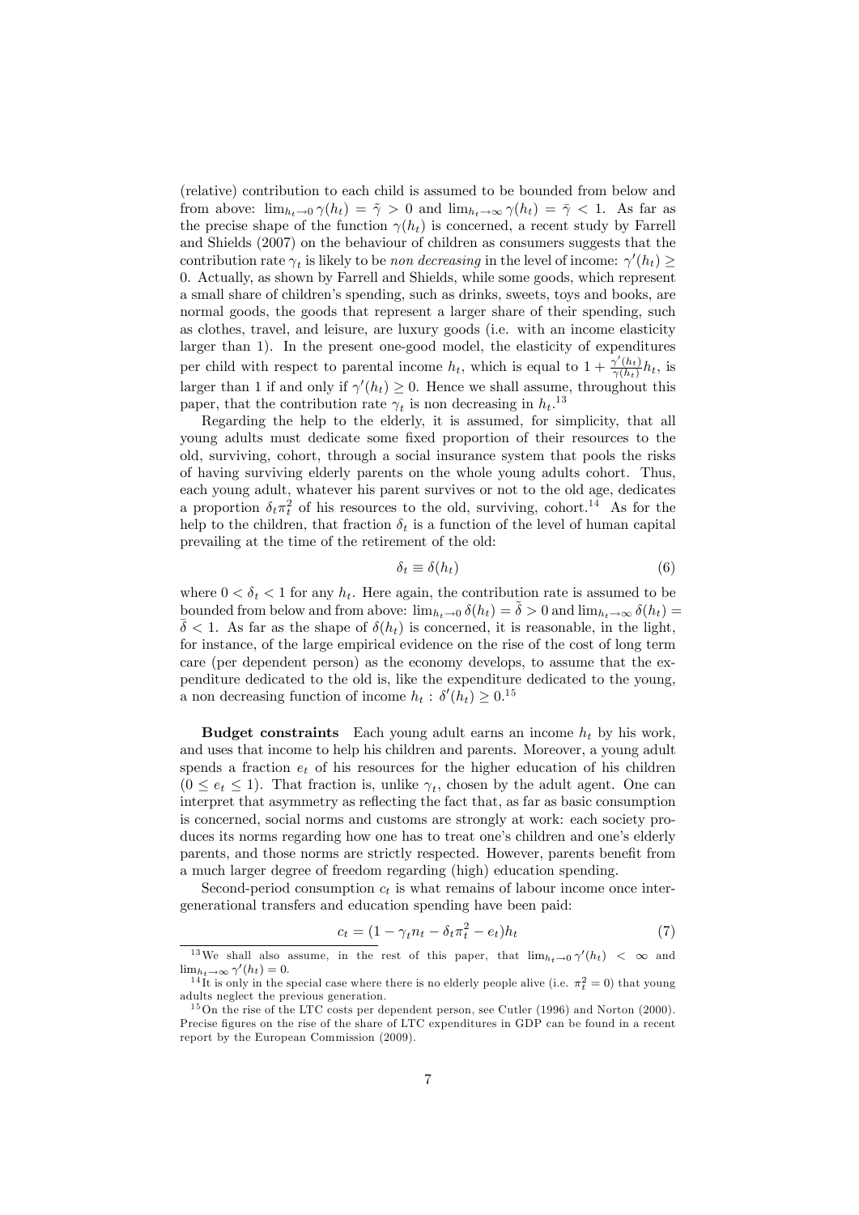(relative) contribution to each child is assumed to be bounded from below and from above: $\lim_{h_t \to 0} \gamma(h_t) = \tilde{\gamma} > 0$ and $\lim_{h_t \to \infty} \gamma(h_t) = \bar{\gamma} < 1$. As far as the precise shape of the function $\gamma(h_t)$ is concerned, a recent study by Farrell and Shields (2007) on the behaviour of children as consumers suggests that the contribution rate $\gamma_t$ is likely to be *non decreasing* in the level of income: $\gamma'(h_t) \geq 0$. Actually, as shown by Farrell and Shields, while some goods, which represent a small share of children's spending, such as drinks, sweets, toys and books, are normal goods, the goods that represent a larger share of their spending, such as clothes, travel, and leisure, are luxury goods (i.e. with an income elasticity larger than 1). In the present one-good model, the elasticity of expenditures per child with respect to parental income $h_t$, which is equal to $1 + \frac{\gamma'(h_t)}{\gamma(h_t)} h_t$, is larger than 1 if and only if $\gamma'(h_t) \geq 0$. Hence we shall assume, throughout this paper, that the contribution rate $\gamma_t$ is non decreasing in $h_t$.[13]

Regarding the help to the elderly, it is assumed, for simplicity, that all young adults must dedicate some fixed proportion of their resources to the old, surviving, cohort, through a social insurance system that pools the risks of having surviving elderly parents on the whole young adults cohort. Thus, each young adult, whatever his parent survives or not to the old age, dedicates a proportion $\delta_t \pi_t^2$ of his resources to the old, surviving, cohort.[14] As for the help to the children, that fraction $\delta_t$ is a function of the level of human capital prevailing at the time of the retirement of the old:

$$\delta_t \equiv \delta(h_t) \tag{6}$$

where $0 < \delta_t < 1$ for any $h_t$. Here again, the contribution rate is assumed to be bounded from below and from above: $\lim_{h_t \to 0} \delta(h_t) = \tilde{\delta} > 0$ and $\lim_{h_t \to \infty} \delta(h_t) = \bar{\delta} < 1$. As far as the shape of $\delta(h_t)$ is concerned, it is reasonable, in the light, for instance, of the large empirical evidence on the rise of the cost of long term care (per dependent person) as the economy develops, to assume that the expenditure dedicated to the old is, like the expenditure dedicated to the young, a non decreasing function of income $h_t$ : $\delta'(h_t) \geq 0$.[15]

**Budget constraints** Each young adult earns an income $h_t$ by his work, and uses that income to help his children and parents. Moreover, a young adult spends a fraction $e_t$ of his resources for the higher education of his children ($0 \leq e_t \leq 1$). That fraction is, unlike $\gamma_t$, chosen by the adult agent. One can interpret that asymmetry as reflecting the fact that, as far as basic consumption is concerned, social norms and customs are strongly at work: each society produces its norms regarding how one has to treat one's children and one's elderly parents, and those norms are strictly respected. However, parents benefit from a much larger degree of freedom regarding (high) education spending.

Second-period consumption $c_t$ is what remains of labour income once intergenerational transfers and education spending have been paid:

$$c_t = (1 - \gamma_t n_t - \delta_t \pi_t^2 - e_t) h_t \tag{7}$$

[13] We shall also assume, in the rest of this paper, that $\lim_{h_t \to 0} \gamma'(h_t) < \infty$ and $\lim_{h_t \to \infty} \gamma'(h_t) = 0$.

[14] It is only in the special case where there is no elderly people alive (i.e. $\pi_t^2 = 0$) that young adults neglect the previous generation.

[15] On the rise of the LTC costs per dependent person, see Cutler (1996) and Norton (2000). Precise figures on the rise of the share of LTC expenditures in GDP can be found in a recent report by the European Commission (2009).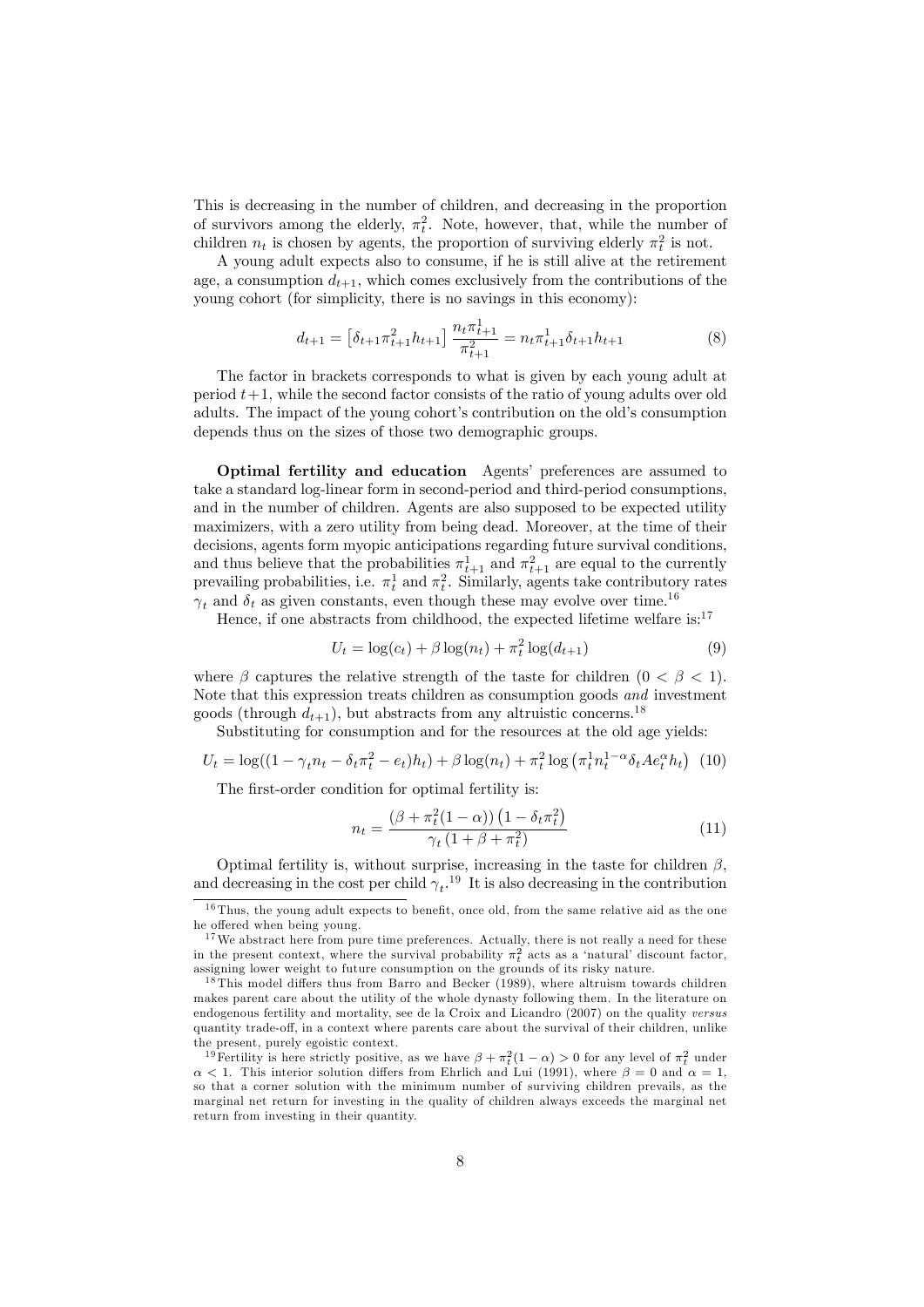This is decreasing in the number of children, and decreasing in the proportion of survivors among the elderly, $\pi_t^2$. Note, however, that, while the number of children $n_t$ is chosen by agents, the proportion of surviving elderly $\pi_t^2$ is not.

A young adult expects also to consume, if he is still alive at the retirement age, a consumption $d_{t+1}$, which comes exclusively from the contributions of the young cohort (for simplicity, there is no savings in this economy):

$$d_{t+1} = \left[\delta_{t+1}\pi_{t+1}^2 h_{t+1}\right] \frac{n_t \pi_{t+1}^1}{\pi_{t+1}^2} = n_t \pi_{t+1}^1 \delta_{t+1} h_{t+1} \tag{8}$$

The factor in brackets corresponds to what is given by each young adult at period $t+1$, while the second factor consists of the ratio of young adults over old adults. The impact of the young cohort's contribution on the old's consumption depends thus on the sizes of those two demographic groups.

**Optimal fertility and education** Agents' preferences are assumed to take a standard log-linear form in second-period and third-period consumptions, and in the number of children. Agents are also supposed to be expected utility maximizers, with a zero utility from being dead. Moreover, at the time of their decisions, agents form myopic anticipations regarding future survival conditions, and thus believe that the probabilities $\pi_{t+1}^1$ and $\pi_{t+1}^2$ are equal to the currently prevailing probabilities, i.e. $\pi_t^1$ and $\pi_t^2$. Similarly, agents take contributory rates $\gamma_t$ and $\delta_t$ as given constants, even though these may evolve over time.[16]

Hence, if one abstracts from childhood, the expected lifetime welfare is:[17]

$$U_t = \log(c_t) + \beta \log(n_t) + \pi_t^2 \log(d_{t+1}) \tag{9}$$

where $\beta$ captures the relative strength of the taste for children ($0 < \beta < 1$). Note that this expression treats children as consumption goods *and* investment goods (through $d_{t+1}$), but abstracts from any altruistic concerns.[18]

Substituting for consumption and for the resources at the old age yields:

$$U_t = \log((1 - \gamma_t n_t - \delta_t \pi_t^2 - e_t)h_t) + \beta \log(n_t) + \pi_t^2 \log\left(\pi_t^1 n_t^{1-\alpha} \delta_t A e_t^\alpha h_t\right) \tag{10}$$

The first-order condition for optimal fertility is:

$$n_t = \frac{\left(\beta + \pi_t^2(1-\alpha)\right)\left(1 - \delta_t \pi_t^2\right)}{\gamma_t\left(1 + \beta + \pi_t^2\right)} \tag{11}$$

Optimal fertility is, without surprise, increasing in the taste for children $\beta$, and decreasing in the cost per child $\gamma_t$.[19] It is also decreasing in the contribution

---

[16] Thus, the young adult expects to benefit, once old, from the same relative aid as the one he offered when being young.

[17] We abstract here from pure time preferences. Actually, there is not really a need for these in the present context, where the survival probability $\pi_t^2$ acts as a 'natural' discount factor, assigning lower weight to future consumption on the grounds of its risky nature.

[18] This model differs thus from Barro and Becker (1989), where altruism towards children makes parent care about the utility of the whole dynasty following them. In the literature on endogenous fertility and mortality, see de la Croix and Licandro (2007) on the quality *versus* quantity trade-off, in a context where parents care about the survival of their children, unlike the present, purely egoistic context.

[19] Fertility is here strictly positive, as we have $\beta + \pi_t^2(1-\alpha) > 0$ for any level of $\pi_t^2$ under $\alpha < 1$. This interior solution differs from Ehrlich and Lui (1991), where $\beta = 0$ and $\alpha = 1$, so that a corner solution with the minimum number of surviving children prevails, as the marginal net return for investing in the quality of children always exceeds the marginal net return from investing in their quantity.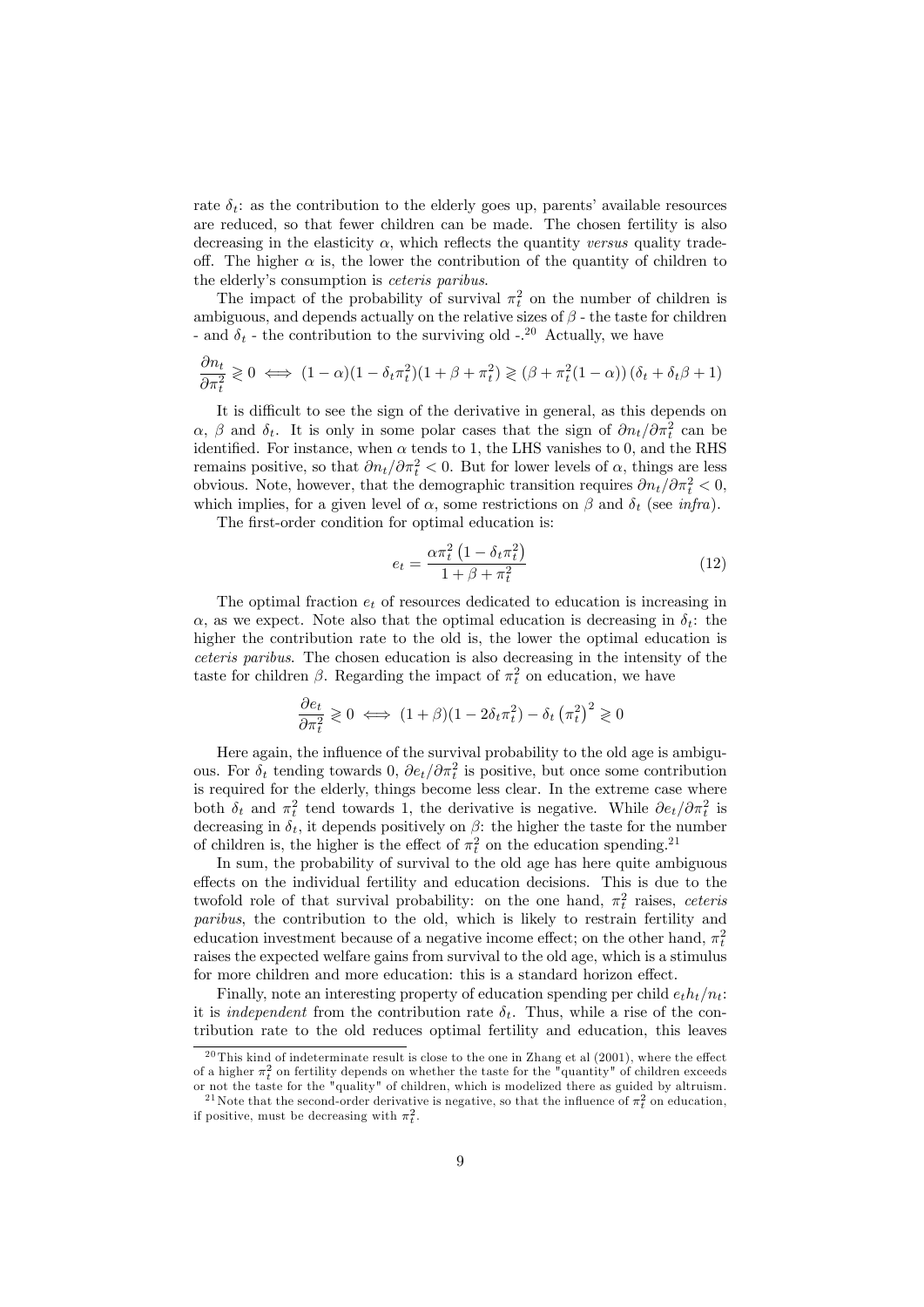rate $\delta_t$: as the contribution to the elderly goes up, parents' available resources are reduced, so that fewer children can be made. The chosen fertility is also decreasing in the elasticity $\alpha$, which reflects the quantity *versus* quality trade-off. The higher $\alpha$ is, the lower the contribution of the quantity of children to the elderly's consumption is *ceteris paribus*.

The impact of the probability of survival $\pi_t^2$ on the number of children is ambiguous, and depends actually on the relative sizes of $\beta$ - the taste for children - and $\delta_t$ - the contribution to the surviving old -.[20] Actually, we have

$$\frac{\partial n_t}{\partial \pi_t^2} \gtreqless 0 \iff (1-\alpha)(1-\delta_t \pi_t^2)(1+\beta+\pi_t^2) \gtreqless \left(\beta + \pi_t^2(1-\alpha)\right)(\delta_t + \delta_t \beta + 1)$$

It is difficult to see the sign of the derivative in general, as this depends on $\alpha$, $\beta$ and $\delta_t$. It is only in some polar cases that the sign of $\partial n_t / \partial \pi_t^2$ can be identified. For instance, when $\alpha$ tends to 1, the LHS vanishes to 0, and the RHS remains positive, so that $\partial n_t / \partial \pi_t^2 < 0$. But for lower levels of $\alpha$, things are less obvious. Note, however, that the demographic transition requires $\partial n_t / \partial \pi_t^2 < 0$, which implies, for a given level of $\alpha$, some restrictions on $\beta$ and $\delta_t$ (see *infra*).

The first-order condition for optimal education is:

$$e_t = \frac{\alpha \pi_t^2 \left(1 - \delta_t \pi_t^2\right)}{1 + \beta + \pi_t^2} \tag{12}$$

The optimal fraction $e_t$ of resources dedicated to education is increasing in $\alpha$, as we expect. Note also that the optimal education is decreasing in $\delta_t$: the higher the contribution rate to the old is, the lower the optimal education is *ceteris paribus*. The chosen education is also decreasing in the intensity of the taste for children $\beta$. Regarding the impact of $\pi_t^2$ on education, we have

$$\frac{\partial e_t}{\partial \pi_t^2} \gtreqless 0 \iff (1+\beta)(1-2\delta_t \pi_t^2) - \delta_t \left(\pi_t^2\right)^2 \gtreqless 0$$

Here again, the influence of the survival probability to the old age is ambiguous. For $\delta_t$ tending towards 0, $\partial e_t / \partial \pi_t^2$ is positive, but once some contribution is required for the elderly, things become less clear. In the extreme case where both $\delta_t$ and $\pi_t^2$ tend towards 1, the derivative is negative. While $\partial e_t / \partial \pi_t^2$ is decreasing in $\delta_t$, it depends positively on $\beta$: the higher the taste for the number of children is, the higher is the effect of $\pi_t^2$ on the education spending.[21]

In sum, the probability of survival to the old age has here quite ambiguous effects on the individual fertility and education decisions. This is due to the twofold role of that survival probability: on the one hand, $\pi_t^2$ raises, *ceteris paribus*, the contribution to the old, which is likely to restrain fertility and education investment because of a negative income effect; on the other hand, $\pi_t^2$ raises the expected welfare gains from survival to the old age, which is a stimulus for more children and more education: this is a standard horizon effect.

Finally, note an interesting property of education spending per child $e_t h_t / n_t$: it is *independent* from the contribution rate $\delta_t$. Thus, while a rise of the contribution rate to the old reduces optimal fertility and education, this leaves

[20] This kind of indeterminate result is close to the one in Zhang et al (2001), where the effect of a higher $\pi_t^2$ on fertility depends on whether the taste for the "quantity" of children exceeds or not the taste for the "quality" of children, which is modelized there as guided by altruism.

[21] Note that the second-order derivative is negative, so that the influence of $\pi_t^2$ on education, if positive, must be decreasing with $\pi_t^2$.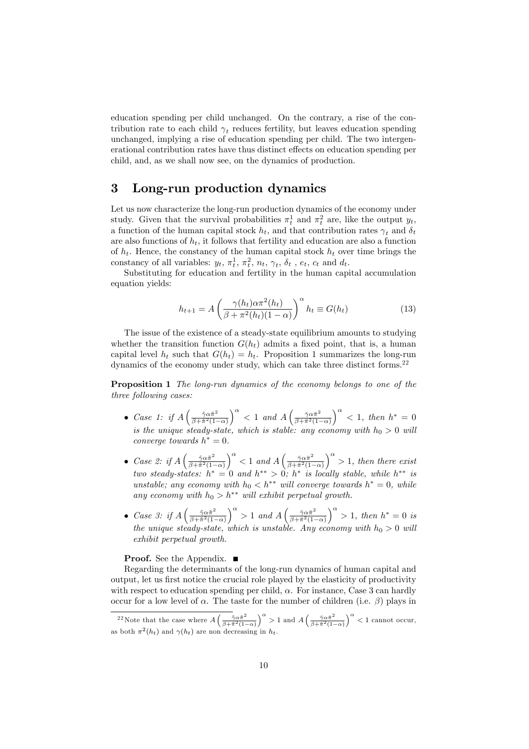education spending per child unchanged. On the contrary, a rise of the contribution rate to each child $\gamma_t$ reduces fertility, but leaves education spending unchanged, implying a rise of education spending per child. The two intergenerational contribution rates have thus distinct effects on education spending per child, and, as we shall now see, on the dynamics of production.

# 3 Long-run production dynamics

Let us now characterize the long-run production dynamics of the economy under study. Given that the survival probabilities $\pi_t^1$ and $\pi_t^2$ are, like the output $y_t$, a function of the human capital stock $h_t$, and that contribution rates $\gamma_t$ and $\delta_t$ are also functions of $h_t$, it follows that fertility and education are also a function of $h_t$. Hence, the constancy of the human capital stock $h_t$ over time brings the constancy of all variables: $y_t$, $\pi_t^1$, $\pi_t^2$, $n_t$, $\gamma_t$, $\delta_t$ , $e_t$, $c_t$ and $d_t$.

Substituting for education and fertility in the human capital accumulation equation yields:

$$h_{t+1} = A\left(\frac{\gamma(h_t)\alpha\pi^2(h_t)}{\beta + \pi^2(h_t)(1-\alpha)}\right)^{\alpha} h_t \equiv G(h_t) \tag{13}$$

The issue of the existence of a steady-state equilibrium amounts to studying whether the transition function $G(h_t)$ admits a fixed point, that is, a human capital level $h_t$ such that $G(h_t) = h_t$. Proposition 1 summarizes the long-run dynamics of the economy under study, which can take three distinct forms.[22]

**Proposition 1** *The long-run dynamics of the economy belongs to one of the three following cases:*

- *Case 1: if* $A\left(\frac{\tilde{\gamma}\alpha\tilde{\pi}^2}{\beta+\tilde{\pi}^2(1-\alpha)}\right)^{\alpha} < 1$ *and* $A\left(\frac{\bar{\gamma}\alpha\bar{\pi}^2}{\beta+\bar{\pi}^2(1-\alpha)}\right)^{\alpha} < 1$*, then* $h^* = 0$ *is the unique steady-state, which is stable: any economy with* $h_0 > 0$ *will converge towards* $h^* = 0$*.*
- *Case 2: if* $A\left(\frac{\tilde{\gamma}\alpha\tilde{\pi}^2}{\beta+\tilde{\pi}^2(1-\alpha)}\right)^{\alpha} < 1$ *and* $A\left(\frac{\bar{\gamma}\alpha\bar{\pi}^2}{\beta+\bar{\pi}^2(1-\alpha)}\right)^{\alpha} > 1$*, then there exist two steady-states:* $h^* = 0$ *and* $h^{**} > 0$*;* $h^*$ *is locally stable, while* $h^{**}$ *is unstable; any economy with* $h_0 < h^{**}$ *will converge towards* $h^* = 0$*, while any economy with* $h_0 > h^{**}$ *will exhibit perpetual growth.*
- *Case 3: if* $A\left(\frac{\tilde{\gamma}\alpha\tilde{\pi}^2}{\beta+\tilde{\pi}^2(1-\alpha)}\right)^{\alpha} > 1$ *and* $A\left(\frac{\bar{\gamma}\alpha\bar{\pi}^2}{\beta+\bar{\pi}^2(1-\alpha)}\right)^{\alpha} > 1$*, then* $h^* = 0$ *is the unique steady-state, which is unstable. Any economy with* $h_0 > 0$ *will exhibit perpetual growth.*

**Proof.** See the Appendix. ■

Regarding the determinants of the long-run dynamics of human capital and output, let us first notice the crucial role played by the elasticity of productivity with respect to education spending per child, $\alpha$. For instance, Case 3 can hardly occur for a low level of $\alpha$. The taste for the number of children (i.e. $\beta$) plays in

[22] Note that the case where $A\left(\frac{\tilde{\gamma}\alpha\tilde{\pi}^2}{\beta+\tilde{\pi}^2(1-\alpha)}\right)^{\alpha} > 1$ and $A\left(\frac{\bar{\gamma}\alpha\bar{\pi}^2}{\beta+\bar{\pi}^2(1-\alpha)}\right)^{\alpha} < 1$ cannot occur, as both $\pi^2(h_t)$ and $\gamma(h_t)$ are non decreasing in $h_t$.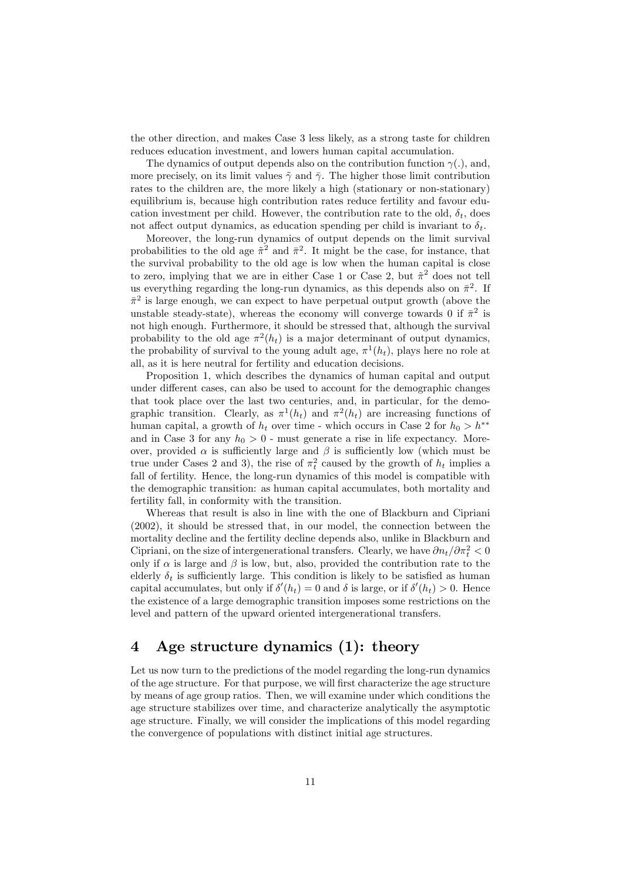the other direction, and makes Case 3 less likely, as a strong taste for children reduces education investment, and lowers human capital accumulation.

The dynamics of output depends also on the contribution function $\gamma(.)$, and, more precisely, on its limit values $\tilde{\gamma}$ and $\bar{\gamma}$. The higher those limit contribution rates to the children are, the more likely a high (stationary or non-stationary) equilibrium is, because high contribution rates reduce fertility and favour education investment per child. However, the contribution rate to the old, $\delta_t$, does not affect output dynamics, as education spending per child is invariant to $\delta_t$.

Moreover, the long-run dynamics of output depends on the limit survival probabilities to the old age $\tilde{\pi}^2$ and $\bar{\pi}^2$. It might be the case, for instance, that the survival probability to the old age is low when the human capital is close to zero, implying that we are in either Case 1 or Case 2, but $\tilde{\pi}^2$ does not tell us everything regarding the long-run dynamics, as this depends also on $\bar{\pi}^2$. If $\bar{\pi}^2$ is large enough, we can expect to have perpetual output growth (above the unstable steady-state), whereas the economy will converge towards 0 if $\bar{\pi}^2$ is not high enough. Furthermore, it should be stressed that, although the survival probability to the old age $\pi^2(h_t)$ is a major determinant of output dynamics, the probability of survival to the young adult age, $\pi^1(h_t)$, plays here no role at all, as it is here neutral for fertility and education decisions.

Proposition 1, which describes the dynamics of human capital and output under different cases, can also be used to account for the demographic changes that took place over the last two centuries, and, in particular, for the demographic transition. Clearly, as $\pi^1(h_t)$ and $\pi^2(h_t)$ are increasing functions of human capital, a growth of $h_t$ over time - which occurs in Case 2 for $h_0 > h^{**}$ and in Case 3 for any $h_0 > 0$ - must generate a rise in life expectancy. Moreover, provided $\alpha$ is sufficiently large and $\beta$ is sufficiently low (which must be true under Cases 2 and 3), the rise of $\pi_t^2$ caused by the growth of $h_t$ implies a fall of fertility. Hence, the long-run dynamics of this model is compatible with the demographic transition: as human capital accumulates, both mortality and fertility fall, in conformity with the transition.

Whereas that result is also in line with the one of Blackburn and Cipriani (2002), it should be stressed that, in our model, the connection between the mortality decline and the fertility decline depends also, unlike in Blackburn and Cipriani, on the size of intergenerational transfers. Clearly, we have $\partial n_t / \partial \pi_t^2 < 0$ only if $\alpha$ is large and $\beta$ is low, but, also, provided the contribution rate to the elderly $\delta_t$ is sufficiently large. This condition is likely to be satisfied as human capital accumulates, but only if $\delta'(h_t) = 0$ and $\delta$ is large, or if $\delta'(h_t) > 0$. Hence the existence of a large demographic transition imposes some restrictions on the level and pattern of the upward oriented intergenerational transfers.

# 4 Age structure dynamics (1): theory

Let us now turn to the predictions of the model regarding the long-run dynamics of the age structure. For that purpose, we will first characterize the age structure by means of age group ratios. Then, we will examine under which conditions the age structure stabilizes over time, and characterize analytically the asymptotic age structure. Finally, we will consider the implications of this model regarding the convergence of populations with distinct initial age structures.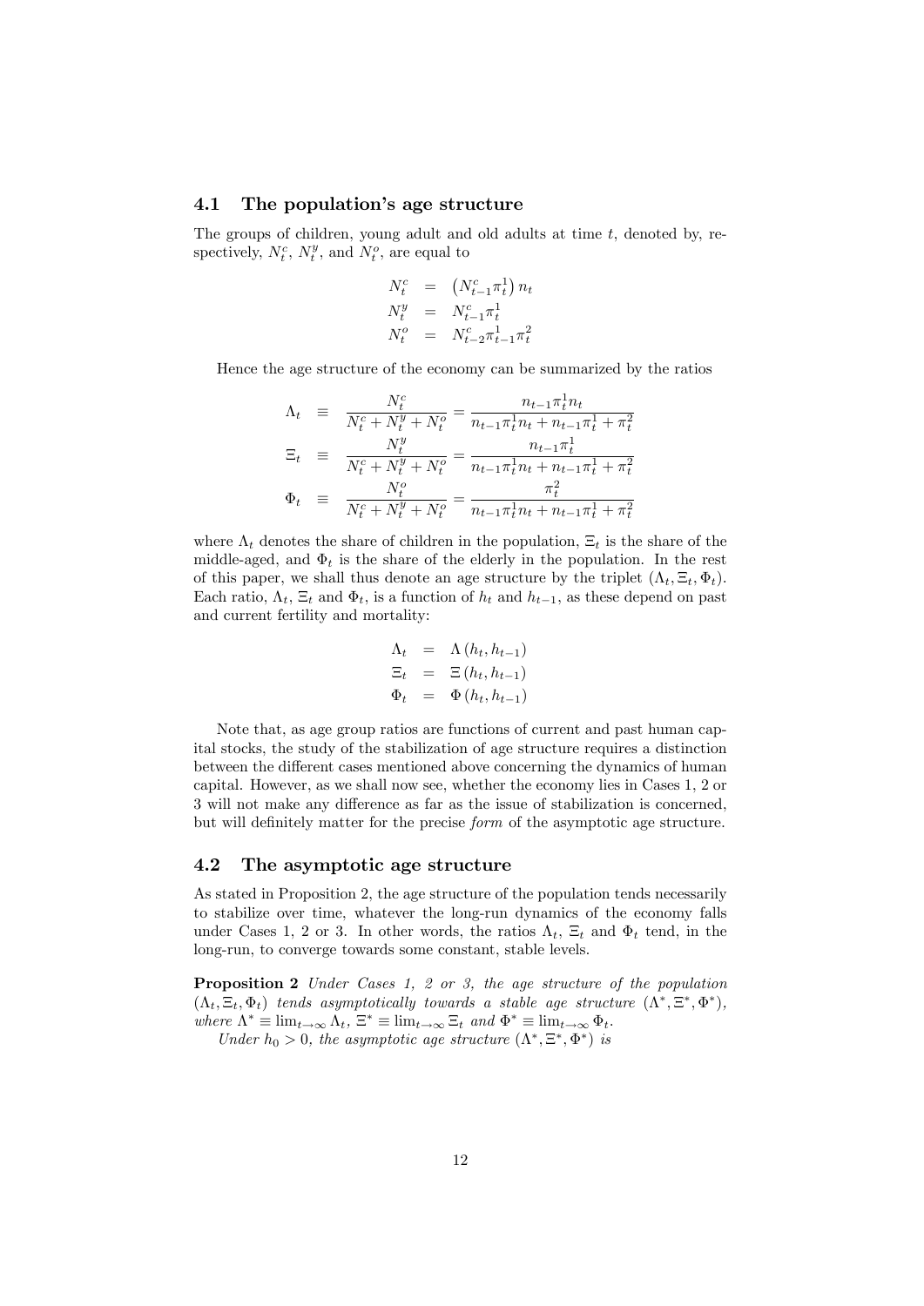### 4.1 The population's age structure

The groups of children, young adult and old adults at time $t$, denoted by, respectively, $N_t^c$, $N_t^y$, and $N_t^o$, are equal to

$$
\begin{aligned}
N_t^c &= \left(N_{t-1}^c \pi_t^1\right) n_t \\
N_t^y &= N_{t-1}^c \pi_t^1 \\
N_t^o &= N_{t-2}^c \pi_{t-1}^1 \pi_t^2
\end{aligned}
$$

Hence the age structure of the economy can be summarized by the ratios

$$
\begin{aligned}
\Lambda_t &\equiv \frac{N_t^c}{N_t^c + N_t^y + N_t^o} = \frac{n_{t-1}\pi_t^1 n_t}{n_{t-1}\pi_t^1 n_t + n_{t-1}\pi_t^1 + \pi_t^2} \\
\Xi_t &\equiv \frac{N_t^y}{N_t^c + N_t^y + N_t^o} = \frac{n_{t-1}\pi_t^1}{n_{t-1}\pi_t^1 n_t + n_{t-1}\pi_t^1 + \pi_t^2} \\
\Phi_t &\equiv \frac{N_t^o}{N_t^c + N_t^y + N_t^o} = \frac{\pi_t^2}{n_{t-1}\pi_t^1 n_t + n_{t-1}\pi_t^1 + \pi_t^2}
\end{aligned}
$$

where $\Lambda_t$ denotes the share of children in the population, $\Xi_t$ is the share of the middle-aged, and $\Phi_t$ is the share of the elderly in the population. In the rest of this paper, we shall thus denote an age structure by the triplet $(\Lambda_t, \Xi_t, \Phi_t)$. Each ratio, $\Lambda_t$, $\Xi_t$ and $\Phi_t$, is a function of $h_t$ and $h_{t-1}$, as these depend on past and current fertility and mortality:

$$
\begin{aligned}
\Lambda_t &= \Lambda\left(h_t, h_{t-1}\right) \\
\Xi_t &= \Xi\left(h_t, h_{t-1}\right) \\
\Phi_t &= \Phi\left(h_t, h_{t-1}\right)
\end{aligned}
$$

Note that, as age group ratios are functions of current and past human capital stocks, the study of the stabilization of age structure requires a distinction between the different cases mentioned above concerning the dynamics of human capital. However, as we shall now see, whether the economy lies in Cases 1, 2 or 3 will not make any difference as far as the issue of stabilization is concerned, but will definitely matter for the precise *form* of the asymptotic age structure.

### 4.2 The asymptotic age structure

As stated in Proposition 2, the age structure of the population tends necessarily to stabilize over time, whatever the long-run dynamics of the economy falls under Cases 1, 2 or 3. In other words, the ratios $\Lambda_t$, $\Xi_t$ and $\Phi_t$ tend, in the long-run, to converge towards some constant, stable levels.

**Proposition 2** *Under Cases 1, 2 or 3, the age structure of the population* $(\Lambda_t, \Xi_t, \Phi_t)$ *tends asymptotically towards a stable age structure* $(\Lambda^*, \Xi^*, \Phi^*)$*, where* $\Lambda^* \equiv \lim_{t\to\infty} \Lambda_t$*,* $\Xi^* \equiv \lim_{t\to\infty} \Xi_t$ *and* $\Phi^* \equiv \lim_{t\to\infty} \Phi_t$*.*

*Under* $h_0 > 0$*, the asymptotic age structure* $(\Lambda^*, \Xi^*, \Phi^*)$ *is*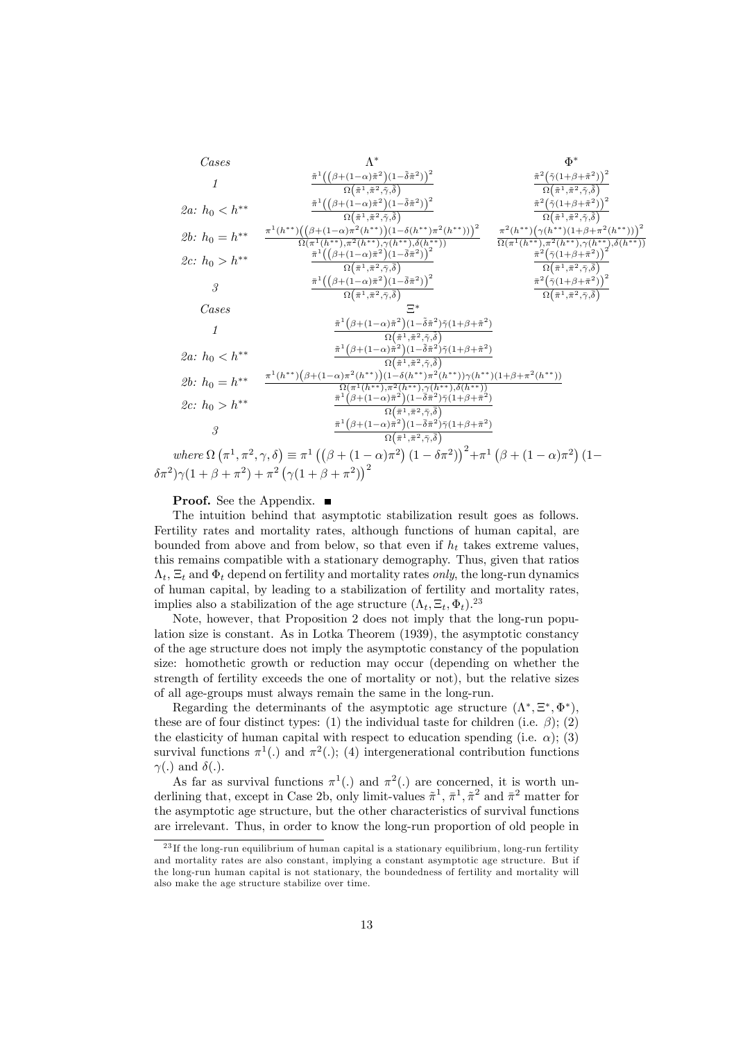| Cases | $\Lambda^*$ | $\Phi^*$ |
|---|---|---|
| *1* | $\frac{\tilde{\pi}^1\left(\left(\beta+(1-\alpha)\bar{\pi}^2\right)(1-\tilde{\delta}\bar{\pi}^2)\right)^2}{\Omega\left(\tilde{\pi}^1,\bar{\pi}^2,\tilde{\gamma},\tilde{\delta}\right)}$ | $\frac{\bar{\pi}^2\left(\tilde{\gamma}(1+\beta+\bar{\pi}^2)\right)^2}{\Omega\left(\tilde{\pi}^1,\bar{\pi}^2,\tilde{\gamma},\tilde{\delta}\right)}$ |
| *2a: $h_0 < h^{**}$* | $\frac{\tilde{\pi}^1\left(\left(\beta+(1-\alpha)\tilde{\pi}^2\right)(1-\tilde{\delta}\tilde{\pi}^2)\right)^2}{\Omega\left(\tilde{\pi}^1,\tilde{\pi}^2,\tilde{\gamma},\tilde{\delta}\right)}$ | $\frac{\tilde{\pi}^2\left(\tilde{\gamma}(1+\beta+\tilde{\pi}^2)\right)^2}{\Omega\left(\tilde{\pi}^1,\tilde{\pi}^2,\tilde{\gamma},\tilde{\delta}\right)}$ |
| *2b: $h_0 = h^{**}$* | $\frac{\pi^1(h^{**})\left(\left(\beta+(1-\alpha)\pi^2(h^{**})\right)(1-\delta(h^{**})\pi^2(h^{**}))\right)^2}{\Omega(\pi^1(h^{**}),\pi^2(h^{**}),\gamma(h^{**}),\delta(h^{**}))}$ | $\frac{\pi^2(h^{**})\left(\gamma(h^{**})(1+\beta+\pi^2(h^{**}))\right)^2}{\Omega(\pi^1(h^{**}),\pi^2(h^{**}),\gamma(h^{**}),\delta(h^{**}))}$ |
| *2c: $h_0 > h^{**}$* | $\frac{\bar{\pi}^1\left(\left(\beta+(1-\alpha)\bar{\pi}^2\right)(1-\bar{\delta}\bar{\pi}^2)\right)^2}{\Omega\left(\bar{\pi}^1,\bar{\pi}^2,\bar{\gamma},\bar{\delta}\right)}$ | $\frac{\bar{\pi}^2\left(\bar{\gamma}(1+\beta+\bar{\pi}^2)\right)^2}{\Omega\left(\bar{\pi}^1,\bar{\pi}^2,\bar{\gamma},\bar{\delta}\right)}$ |
| *3* | $\frac{\bar{\pi}^1\left(\left(\beta+(1-\alpha)\bar{\pi}^2\right)(1-\bar{\delta}\bar{\pi}^2)\right)^2}{\Omega\left(\bar{\pi}^1,\bar{\pi}^2,\bar{\gamma},\bar{\delta}\right)}$ | $\frac{\bar{\pi}^2\left(\bar{\gamma}(1+\beta+\bar{\pi}^2)\right)^2}{\Omega\left(\bar{\pi}^1,\bar{\pi}^2,\bar{\gamma},\bar{\delta}\right)}$ |

| Cases | $\Xi^*$ |
|---|---|
| *1* | $\frac{\tilde{\pi}^1\left(\beta+(1-\alpha)\bar{\pi}^2\right)(1-\tilde{\delta}\bar{\pi}^2)\tilde{\gamma}(1+\beta+\bar{\pi}^2)}{\Omega\left(\tilde{\pi}^1,\bar{\pi}^2,\tilde{\gamma},\tilde{\delta}\right)}$ |
| *2a: $h_0 < h^{**}$* | $\frac{\tilde{\pi}^1\left(\beta+(1-\alpha)\tilde{\pi}^2\right)(1-\tilde{\delta}\tilde{\pi}^2)\tilde{\gamma}(1+\beta+\tilde{\pi}^2)}{\Omega\left(\tilde{\pi}^1,\tilde{\pi}^2,\tilde{\gamma},\tilde{\delta}\right)}$ |
| *2b: $h_0 = h^{**}$* | $\frac{\pi^1(h^{**})\left(\beta+(1-\alpha)\pi^2(h^{**})\right)(1-\delta(h^{**})\pi^2(h^{**}))\gamma(h^{**})(1+\beta+\pi^2(h^{**}))}{\Omega(\pi^1(h^{**}),\pi^2(h^{**}),\gamma(h^{**}),\delta(h^{**}))}$ |
| *2c: $h_0 > h^{**}$* | $\frac{\bar{\pi}^1\left(\beta+(1-\alpha)\bar{\pi}^2\right)(1-\bar{\delta}\bar{\pi}^2)\bar{\gamma}(1+\beta+\bar{\pi}^2)}{\Omega\left(\bar{\pi}^1,\bar{\pi}^2,\bar{\gamma},\bar{\delta}\right)}$ |
| *3* | $\frac{\bar{\pi}^1\left(\beta+(1-\alpha)\bar{\pi}^2\right)(1-\bar{\delta}\bar{\pi}^2)\bar{\gamma}(1+\beta+\bar{\pi}^2)}{\Omega\left(\bar{\pi}^1,\bar{\pi}^2,\bar{\gamma},\bar{\delta}\right)}$ |

*where* $\Omega\left(\pi^1,\pi^2,\gamma,\delta\right) \equiv \pi^1\left(\left(\beta+(1-\alpha)\pi^2\right)\left(1-\delta\pi^2\right)\right)^2 + \pi^1\left(\beta+(1-\alpha)\pi^2\right)(1-\delta\pi^2)\gamma(1+\beta+\pi^2) + \pi^2\left(\gamma(1+\beta+\pi^2)\right)^2$

**Proof.** See the Appendix. ∎

The intuition behind that asymptotic stabilization result goes as follows. Fertility rates and mortality rates, although functions of human capital, are bounded from above and from below, so that even if $h_t$ takes extreme values, this remains compatible with a stationary demography. Thus, given that ratios $\Lambda_t$, $\Xi_t$ and $\Phi_t$ depend on fertility and mortality rates *only*, the long-run dynamics of human capital, by leading to a stabilization of fertility and mortality rates, implies also a stabilization of the age structure $(\Lambda_t, \Xi_t, \Phi_t)$.[23]

Note, however, that Proposition 2 does not imply that the long-run population size is constant. As in Lotka Theorem (1939), the asymptotic constancy of the age structure does not imply the asymptotic constancy of the population size: homothetic growth or reduction may occur (depending on whether the strength of fertility exceeds the one of mortality or not), but the relative sizes of all age-groups must always remain the same in the long-run.

Regarding the determinants of the asymptotic age structure $(\Lambda^*, \Xi^*, \Phi^*)$, these are of four distinct types: (1) the individual taste for children (i.e. $\beta$); (2) the elasticity of human capital with respect to education spending (i.e. $\alpha$); (3) survival functions $\pi^1(.)$ and $\pi^2(.)$; (4) intergenerational contribution functions $\gamma(.)$ and $\delta(.)$.

As far as survival functions $\pi^1(.)$ and $\pi^2(.)$ are concerned, it is worth underlining that, except in Case 2b, only limit-values $\tilde{\pi}^1$, $\bar{\pi}^1$, $\tilde{\pi}^2$ and $\bar{\pi}^2$ matter for the asymptotic age structure, but the other characteristics of survival functions are irrelevant. Thus, in order to know the long-run proportion of old people in

[23] If the long-run equilibrium of human capital is a stationary equilibrium, long-run fertility and mortality rates are also constant, implying a constant asymptotic age structure. But if the long-run human capital is not stationary, the boundedness of fertility and mortality will also make the age structure stabilize over time.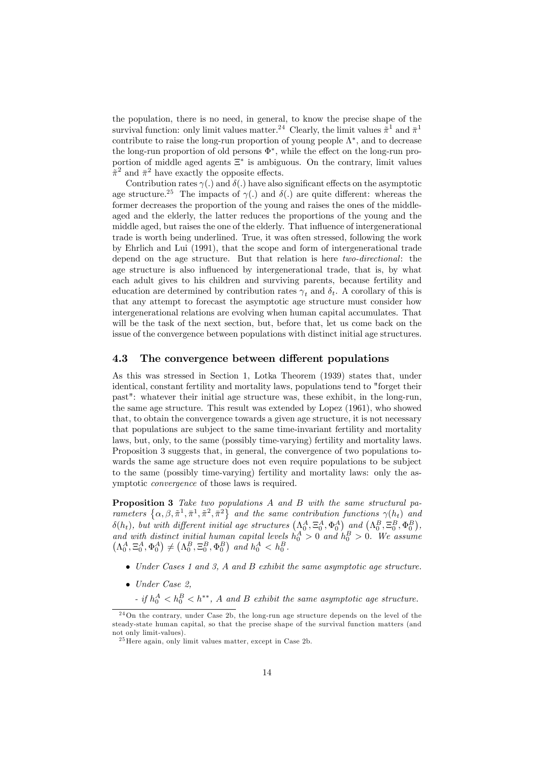the population, there is no need, in general, to know the precise shape of the survival function: only limit values matter.[24] Clearly, the limit values $\tilde{\pi}^1$ and $\bar{\pi}^1$ contribute to raise the long-run proportion of young people $\Lambda^*$, and to decrease the long-run proportion of old persons $\Phi^*$, while the effect on the long-run proportion of middle aged agents $\Xi^*$ is ambiguous. On the contrary, limit values $\tilde{\pi}^2$ and $\bar{\pi}^2$ have exactly the opposite effects.

Contribution rates $\gamma(.)$ and $\delta(.)$ have also significant effects on the asymptotic age structure.[25] The impacts of $\gamma(.)$ and $\delta(.)$ are quite different: whereas the former decreases the proportion of the young and raises the ones of the middle-aged and the elderly, the latter reduces the proportions of the young and the middle aged, but raises the one of the elderly. That influence of intergenerational trade is worth being underlined. True, it was often stressed, following the work by Ehrlich and Lui (1991), that the scope and form of intergenerational trade depend on the age structure. But that relation is here *two-directional*: the age structure is also influenced by intergenerational trade, that is, by what each adult gives to his children and surviving parents, because fertility and education are determined by contribution rates $\gamma_t$ and $\delta_t$. A corollary of this is that any attempt to forecast the asymptotic age structure must consider how intergenerational relations are evolving when human capital accumulates. That will be the task of the next section, but, before that, let us come back on the issue of the convergence between populations with distinct initial age structures.

### 4.3 The convergence between different populations

As this was stressed in Section 1, Lotka Theorem (1939) states that, under identical, constant fertility and mortality laws, populations tend to "forget their past": whatever their initial age structure was, these exhibit, in the long-run, the same age structure. This result was extended by Lopez (1961), who showed that, to obtain the convergence towards a given age structure, it is not necessary that populations are subject to the same time-invariant fertility and mortality laws, but, only, to the same (possibly time-varying) fertility and mortality laws. Proposition 3 suggests that, in general, the convergence of two populations towards the same age structure does not even require populations to be subject to the same (possibly time-varying) fertility and mortality laws: only the asymptotic *convergence* of those laws is required.

**Proposition 3** *Take two populations A and B with the same structural parameters* $\{\alpha, \beta, \tilde{\pi}^1, \bar{\pi}^1, \tilde{\pi}^2, \bar{\pi}^2\}$ *and the same contribution functions* $\gamma(h_t)$ *and* $\delta(h_t)$*, but with different initial age structures* $(\Lambda_0^A, \Xi_0^A, \Phi_0^A)$ *and* $(\Lambda_0^B, \Xi_0^B, \Phi_0^B)$*, and with distinct initial human capital levels* $h_0^A > 0$ *and* $h_0^B > 0$*. We assume* $(\Lambda_0^A, \Xi_0^A, \Phi_0^A) \neq (\Lambda_0^B, \Xi_0^B, \Phi_0^B)$ *and* $h_0^A < h_0^B$*.*

- *Under Cases 1 and 3, A and B exhibit the same asymptotic age structure.*
- *Under Case 2,*
  - *if* $h_0^A < h_0^B < h^{**}$*, A and B exhibit the same asymptotic age structure.*

[24] On the contrary, under Case 2b, the long-run age structure depends on the level of the steady-state human capital, so that the precise shape of the survival function matters (and not only limit-values).

[25] Here again, only limit values matter, except in Case 2b.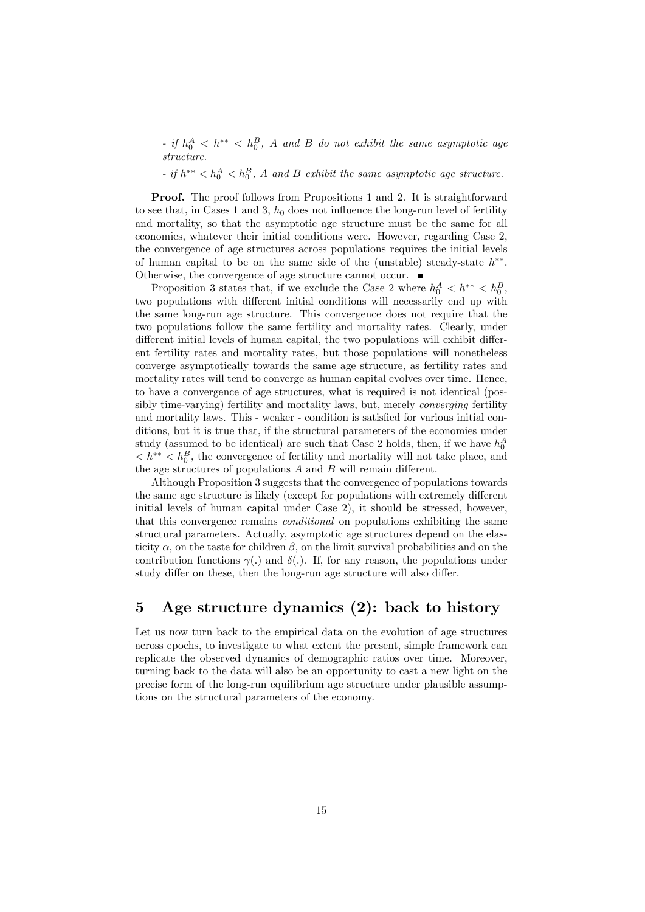*- if $h_0^A < h^{**} < h_0^B$, A and B do not exhibit the same asymptotic age structure.*

*- if $h^{**} < h_0^A < h_0^B$, A and B exhibit the same asymptotic age structure.*

**Proof.** The proof follows from Propositions 1 and 2. It is straightforward to see that, in Cases 1 and 3, $h_0$ does not influence the long-run level of fertility and mortality, so that the asymptotic age structure must be the same for all economies, whatever their initial conditions were. However, regarding Case 2, the convergence of age structures across populations requires the initial levels of human capital to be on the same side of the (unstable) steady-state $h^{**}$. Otherwise, the convergence of age structure cannot occur. ■

Proposition 3 states that, if we exclude the Case 2 where $h_0^A < h^{**} < h_0^B$, two populations with different initial conditions will necessarily end up with the same long-run age structure. This convergence does not require that the two populations follow the same fertility and mortality rates. Clearly, under different initial levels of human capital, the two populations will exhibit different fertility rates and mortality rates, but those populations will nonetheless converge asymptotically towards the same age structure, as fertility rates and mortality rates will tend to converge as human capital evolves over time. Hence, to have a convergence of age structures, what is required is not identical (possibly time-varying) fertility and mortality laws, but, merely *converging* fertility and mortality laws. This - weaker - condition is satisfied for various initial conditions, but it is true that, if the structural parameters of the economies under study (assumed to be identical) are such that Case 2 holds, then, if we have $h_0^A < h^{**} < h_0^B$, the convergence of fertility and mortality will not take place, and the age structures of populations $A$ and $B$ will remain different.

Although Proposition 3 suggests that the convergence of populations towards the same age structure is likely (except for populations with extremely different initial levels of human capital under Case 2), it should be stressed, however, that this convergence remains *conditional* on populations exhibiting the same structural parameters. Actually, asymptotic age structures depend on the elasticity $\alpha$, on the taste for children $\beta$, on the limit survival probabilities and on the contribution functions $\gamma(.)$ and $\delta(.)$. If, for any reason, the populations under study differ on these, then the long-run age structure will also differ.

# 5 Age structure dynamics (2): back to history

Let us now turn back to the empirical data on the evolution of age structures across epochs, to investigate to what extent the present, simple framework can replicate the observed dynamics of demographic ratios over time. Moreover, turning back to the data will also be an opportunity to cast a new light on the precise form of the long-run equilibrium age structure under plausible assumptions on the structural parameters of the economy.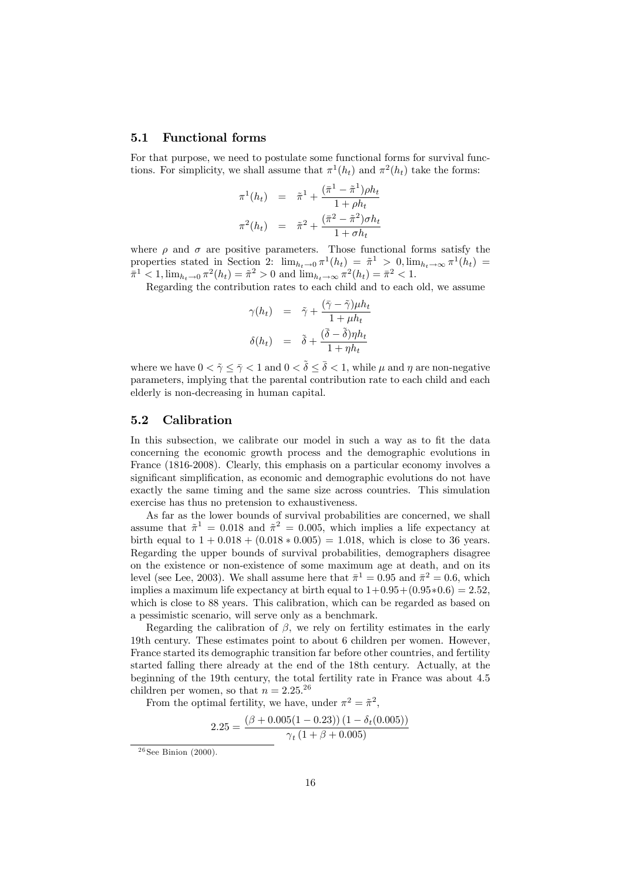## 5.1 Functional forms

For that purpose, we need to postulate some functional forms for survival functions. For simplicity, we shall assume that $\pi^1(h_t)$ and $\pi^2(h_t)$ take the forms:

$$\pi^1(h_t) = \tilde{\pi}^1 + \frac{(\bar{\pi}^1 - \tilde{\pi}^1)\rho h_t}{1 + \rho h_t}$$

$$\pi^2(h_t) = \tilde{\pi}^2 + \frac{(\bar{\pi}^2 - \tilde{\pi}^2)\sigma h_t}{1 + \sigma h_t}$$

where $\rho$ and $\sigma$ are positive parameters. Those functional forms satisfy the properties stated in Section 2: $\lim_{h_t \to 0} \pi^1(h_t) = \tilde{\pi}^1 > 0, \lim_{h_t \to \infty} \pi^1(h_t) = \bar{\pi}^1 < 1, \lim_{h_t \to 0} \pi^2(h_t) = \tilde{\pi}^2 > 0$ and $\lim_{h_t \to \infty} \pi^2(h_t) = \bar{\pi}^2 < 1$.

Regarding the contribution rates to each child and to each old, we assume

$$\gamma(h_t) = \tilde{\gamma} + \frac{(\bar{\gamma} - \tilde{\gamma})\mu h_t}{1 + \mu h_t}$$

$$\delta(h_t) = \tilde{\delta} + \frac{(\bar{\delta} - \tilde{\delta})\eta h_t}{1 + \eta h_t}$$

where we have $0 < \tilde{\gamma} \leq \bar{\gamma} < 1$ and $0 < \tilde{\delta} \leq \bar{\delta} < 1$, while $\mu$ and $\eta$ are non-negative parameters, implying that the parental contribution rate to each child and each elderly is non-decreasing in human capital.

## 5.2 Calibration

In this subsection, we calibrate our model in such a way as to fit the data concerning the economic growth process and the demographic evolutions in France (1816-2008). Clearly, this emphasis on a particular economy involves a significant simplification, as economic and demographic evolutions do not have exactly the same timing and the same size across countries. This simulation exercise has thus no pretension to exhaustiveness.

As far as the lower bounds of survival probabilities are concerned, we shall assume that $\tilde{\pi}^1 = 0.018$ and $\tilde{\pi}^2 = 0.005$, which implies a life expectancy at birth equal to $1 + 0.018 + (0.018 * 0.005) = 1.018$, which is close to 36 years. Regarding the upper bounds of survival probabilities, demographers disagree on the existence or non-existence of some maximum age at death, and on its level (see Lee, 2003). We shall assume here that $\bar{\pi}^1 = 0.95$ and $\bar{\pi}^2 = 0.6$, which implies a maximum life expectancy at birth equal to $1 + 0.95 + (0.95 * 0.6) = 2.52$, which is close to 88 years. This calibration, which can be regarded as based on a pessimistic scenario, will serve only as a benchmark.

Regarding the calibration of $\beta$, we rely on fertility estimates in the early 19th century. These estimates point to about 6 children per women. However, France started its demographic transition far before other countries, and fertility started falling there already at the end of the 18th century. Actually, at the beginning of the 19th century, the total fertility rate in France was about 4.5 children per women, so that $n = 2.25$.[26]

From the optimal fertility, we have, under $\pi^2 = \tilde{\pi}^2$,

$$2.25 = \frac{(\beta + 0.005(1 - 0.23))(1 - \delta_t(0.005))}{\gamma_t (1 + \beta + 0.005)}$$

[26] See Binion (2000).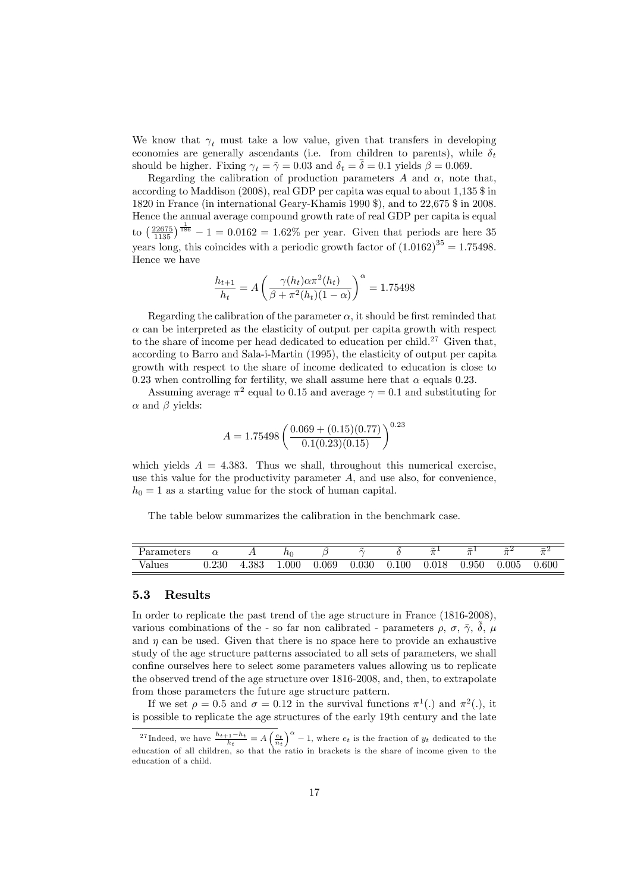We know that $\gamma_t$ must take a low value, given that transfers in developing economies are generally ascendants (i.e. from children to parents), while $\delta_t$ should be higher. Fixing $\gamma_t = \tilde{\gamma} = 0.03$ and $\delta_t = \bar{\delta} = 0.1$ yields $\beta = 0.069$.

Regarding the calibration of production parameters $A$ and $\alpha$, note that, according to Maddison (2008), real GDP per capita was equal to about 1,135 $ in 1820 in France (in international Geary-Khamis 1990 $), and to 22,675 $ in 2008. Hence the annual average compound growth rate of real GDP per capita is equal to $\left(\frac{22675}{1135}\right)^{\frac{1}{186}} - 1 = 0.0162 = 1.62\%$ per year. Given that periods are here 35 years long, this coincides with a periodic growth factor of $(1.0162)^{35} = 1.75498$. Hence we have

$$\frac{h_{t+1}}{h_t} = A\left(\frac{\gamma(h_t)\alpha\pi^2(h_t)}{\beta + \pi^2(h_t)(1-\alpha)}\right)^{\alpha} = 1.75498$$

Regarding the calibration of the parameter $\alpha$, it should be first reminded that $\alpha$ can be interpreted as the elasticity of output per capita growth with respect to the share of income per head dedicated to education per child.[27] Given that, according to Barro and Sala-i-Martin (1995), the elasticity of output per capita growth with respect to the share of income dedicated to education is close to 0.23 when controlling for fertility, we shall assume here that $\alpha$ equals 0.23.

Assuming average $\pi^2$ equal to 0.15 and average $\gamma = 0.1$ and substituting for $\alpha$ and $\beta$ yields:

$$A = 1.75498\left(\frac{0.069 + (0.15)(0.77)}{0.1(0.23)(0.15)}\right)^{0.23}$$

which yields $A = 4.383$. Thus we shall, throughout this numerical exercise, use this value for the productivity parameter $A$, and use also, for convenience, $h_0 = 1$ as a starting value for the stock of human capital.

The table below summarizes the calibration in the benchmark case.

| Parameters | $\alpha$ | $A$ | $h_0$ | $\beta$ | $\tilde{\gamma}$ | $\delta$ | $\tilde{\pi}^1$ | $\bar{\pi}^1$ | $\tilde{\pi}^2$ | $\bar{\pi}^2$ |
|---|---|---|---|---|---|---|---|---|---|---|
| Values | 0.230 | 4.383 | 1.000 | 0.069 | 0.030 | 0.100 | 0.018 | 0.950 | 0.005 | 0.600 |

### 5.3 Results

In order to replicate the past trend of the age structure in France (1816-2008), various combinations of the - so far non calibrated - parameters $\rho$, $\sigma$, $\bar{\gamma}$, $\tilde{\delta}$, $\mu$ and $\eta$ can be used. Given that there is no space here to provide an exhaustive study of the age structure patterns associated to all sets of parameters, we shall confine ourselves here to select some parameters values allowing us to replicate the observed trend of the age structure over 1816-2008, and, then, to extrapolate from those parameters the future age structure pattern.

If we set $\rho = 0.5$ and $\sigma = 0.12$ in the survival functions $\pi^1(.)$ and $\pi^2(.)$, it is possible to replicate the age structures of the early 19th century and the late

[27] Indeed, we have $\frac{h_{t+1}-h_t}{h_t} = A\left(\frac{e_t}{n_t}\right)^{\alpha} - 1$, where $e_t$ is the fraction of $y_t$ dedicated to the education of all children, so that the ratio in brackets is the share of income given to the education of a child.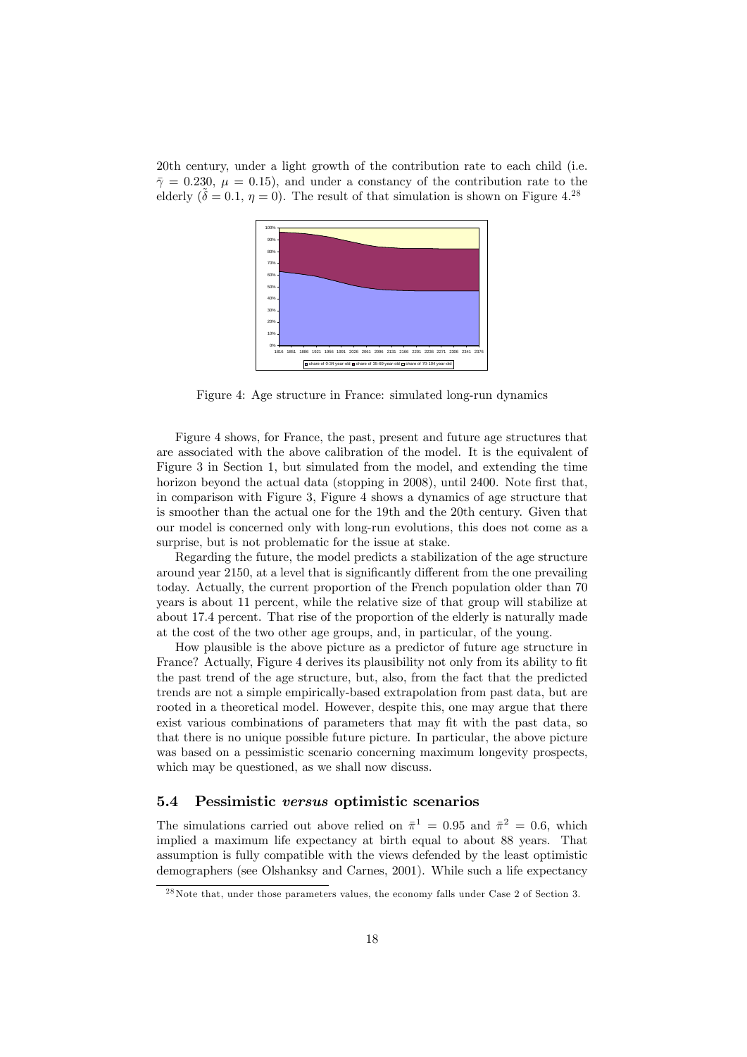20th century, under a light growth of the contribution rate to each child (i.e. $\bar{\gamma} = 0.230$, $\mu = 0.15$), and under a constancy of the contribution rate to the elderly ($\tilde{\delta} = 0.1$, $\eta = 0$). The result of that simulation is shown on Figure 4.[28]

Figure 4: Age structure in France: simulated long-run dynamics

Figure 4 shows, for France, the past, present and future age structures that are associated with the above calibration of the model. It is the equivalent of Figure 3 in Section 1, but simulated from the model, and extending the time horizon beyond the actual data (stopping in 2008), until 2400. Note first that, in comparison with Figure 3, Figure 4 shows a dynamics of age structure that is smoother than the actual one for the 19th and the 20th century. Given that our model is concerned only with long-run evolutions, this does not come as a surprise, but is not problematic for the issue at stake.

Regarding the future, the model predicts a stabilization of the age structure around year 2150, at a level that is significantly different from the one prevailing today. Actually, the current proportion of the French population older than 70 years is about 11 percent, while the relative size of that group will stabilize at about 17.4 percent. That rise of the proportion of the elderly is naturally made at the cost of the two other age groups, and, in particular, of the young.

How plausible is the above picture as a predictor of future age structure in France? Actually, Figure 4 derives its plausibility not only from its ability to fit the past trend of the age structure, but, also, from the fact that the predicted trends are not a simple empirically-based extrapolation from past data, but are rooted in a theoretical model. However, despite this, one may argue that there exist various combinations of parameters that may fit with the past data, so that there is no unique possible future picture. In particular, the above picture was based on a pessimistic scenario concerning maximum longevity prospects, which may be questioned, as we shall now discuss.

### 5.4 Pessimistic *versus* optimistic scenarios

The simulations carried out above relied on $\bar{\pi}^1 = 0.95$ and $\bar{\pi}^2 = 0.6$, which implied a maximum life expectancy at birth equal to about 88 years. That assumption is fully compatible with the views defended by the least optimistic demographers (see Olshanksy and Carnes, 2001). While such a life expectancy

[28] Note that, under those parameters values, the economy falls under Case 2 of Section 3.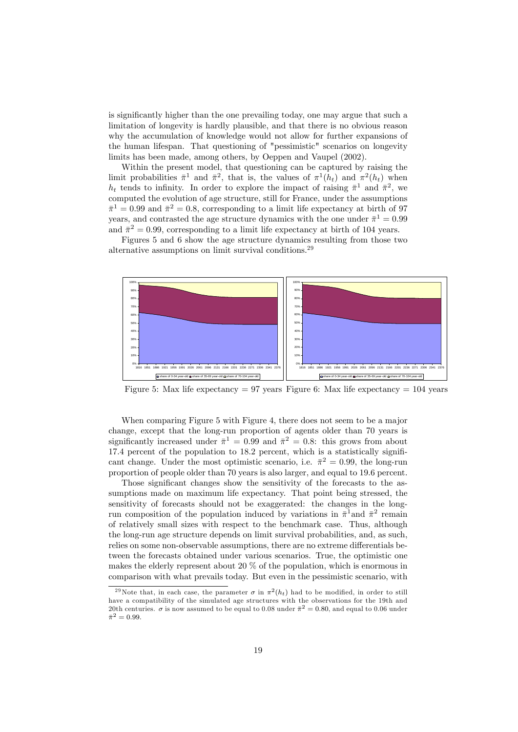is significantly higher than the one prevailing today, one may argue that such a limitation of longevity is hardly plausible, and that there is no obvious reason why the accumulation of knowledge would not allow for further expansions of the human lifespan. That questioning of "pessimistic" scenarios on longevity limits has been made, among others, by Oeppen and Vaupel (2002).

Within the present model, that questioning can be captured by raising the limit probabilities $\bar{\pi}^1$ and $\bar{\pi}^2$, that is, the values of $\pi^1(h_t)$ and $\pi^2(h_t)$ when $h_t$ tends to infinity. In order to explore the impact of raising $\bar{\pi}^1$ and $\bar{\pi}^2$, we computed the evolution of age structure, still for France, under the assumptions $\bar{\pi}^1 = 0.99$ and $\bar{\pi}^2 = 0.8$, corresponding to a limit life expectancy at birth of 97 years, and contrasted the age structure dynamics with the one under $\bar{\pi}^1 = 0.99$ and $\bar{\pi}^2 = 0.99$, corresponding to a limit life expectancy at birth of 104 years.

Figures 5 and 6 show the age structure dynamics resulting from those two alternative assumptions on limit survival conditions.[29]

Figure 5: Max life expectancy = 97 years Figure 6: Max life expectancy = 104 years

When comparing Figure 5 with Figure 4, there does not seem to be a major change, except that the long-run proportion of agents older than 70 years is significantly increased under $\bar{\pi}^1 = 0.99$ and $\bar{\pi}^2 = 0.8$: this grows from about 17.4 percent of the population to 18.2 percent, which is a statistically significant change. Under the most optimistic scenario, i.e. $\bar{\pi}^2 = 0.99$, the long-run proportion of people older than 70 years is also larger, and equal to 19.6 percent.

Those significant changes show the sensitivity of the forecasts to the assumptions made on maximum life expectancy. That point being stressed, the sensitivity of forecasts should not be exaggerated: the changes in the long-run composition of the population induced by variations in $\bar{\pi}^1$and $\bar{\pi}^2$ remain of relatively small sizes with respect to the benchmark case. Thus, although the long-run age structure depends on limit survival probabilities, and, as such, relies on some non-observable assumptions, there are no extreme differentials between the forecasts obtained under various scenarios. True, the optimistic one makes the elderly represent about 20 % of the population, which is enormous in comparison with what prevails today. But even in the pessimistic scenario, with

[29] Note that, in each case, the parameter $\sigma$ in $\pi^2(h_t)$ had to be modified, in order to still have a compatibility of the simulated age structures with the observations for the 19th and 20th centuries. $\sigma$ is now assumed to be equal to 0.08 under $\bar{\pi}^2 = 0.80$, and equal to 0.06 under $\bar{\pi}^2 = 0.99$.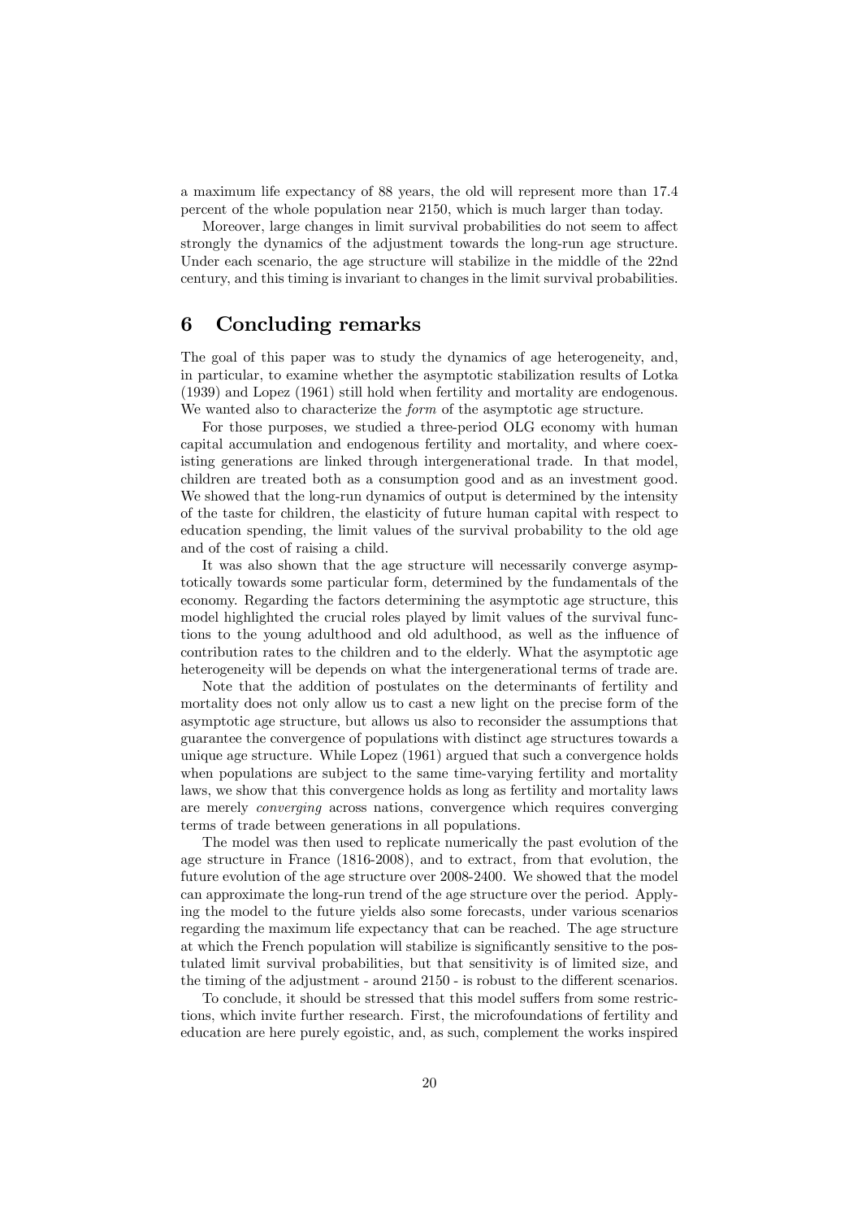a maximum life expectancy of 88 years, the old will represent more than 17.4 percent of the whole population near 2150, which is much larger than today.

Moreover, large changes in limit survival probabilities do not seem to affect strongly the dynamics of the adjustment towards the long-run age structure. Under each scenario, the age structure will stabilize in the middle of the 22nd century, and this timing is invariant to changes in the limit survival probabilities.

## 6 Concluding remarks

The goal of this paper was to study the dynamics of age heterogeneity, and, in particular, to examine whether the asymptotic stabilization results of Lotka (1939) and Lopez (1961) still hold when fertility and mortality are endogenous. We wanted also to characterize the *form* of the asymptotic age structure.

For those purposes, we studied a three-period OLG economy with human capital accumulation and endogenous fertility and mortality, and where coexisting generations are linked through intergenerational trade. In that model, children are treated both as a consumption good and as an investment good. We showed that the long-run dynamics of output is determined by the intensity of the taste for children, the elasticity of future human capital with respect to education spending, the limit values of the survival probability to the old age and of the cost of raising a child.

It was also shown that the age structure will necessarily converge asymptotically towards some particular form, determined by the fundamentals of the economy. Regarding the factors determining the asymptotic age structure, this model highlighted the crucial roles played by limit values of the survival functions to the young adulthood and old adulthood, as well as the influence of contribution rates to the children and to the elderly. What the asymptotic age heterogeneity will be depends on what the intergenerational terms of trade are.

Note that the addition of postulates on the determinants of fertility and mortality does not only allow us to cast a new light on the precise form of the asymptotic age structure, but allows us also to reconsider the assumptions that guarantee the convergence of populations with distinct age structures towards a unique age structure. While Lopez (1961) argued that such a convergence holds when populations are subject to the same time-varying fertility and mortality laws, we show that this convergence holds as long as fertility and mortality laws are merely *converging* across nations, convergence which requires converging terms of trade between generations in all populations.

The model was then used to replicate numerically the past evolution of the age structure in France (1816-2008), and to extract, from that evolution, the future evolution of the age structure over 2008-2400. We showed that the model can approximate the long-run trend of the age structure over the period. Applying the model to the future yields also some forecasts, under various scenarios regarding the maximum life expectancy that can be reached. The age structure at which the French population will stabilize is significantly sensitive to the postulated limit survival probabilities, but that sensitivity is of limited size, and the timing of the adjustment - around 2150 - is robust to the different scenarios.

To conclude, it should be stressed that this model suffers from some restrictions, which invite further research. First, the microfoundations of fertility and education are here purely egoistic, and, as such, complement the works inspired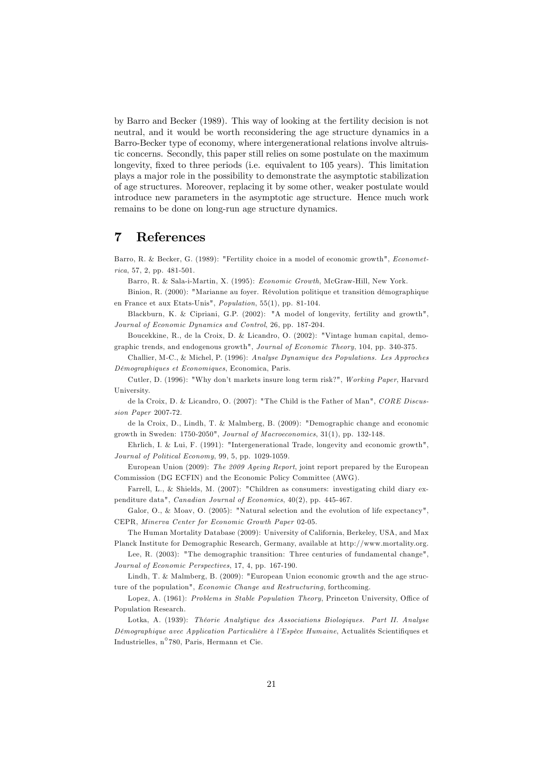by Barro and Becker (1989). This way of looking at the fertility decision is not neutral, and it would be worth reconsidering the age structure dynamics in a Barro-Becker type of economy, where intergenerational relations involve altruistic concerns. Secondly, this paper still relies on some postulate on the maximum longevity, fixed to three periods (i.e. equivalent to 105 years). This limitation plays a major role in the possibility to demonstrate the asymptotic stabilization of age structures. Moreover, replacing it by some other, weaker postulate would introduce new parameters in the asymptotic age structure. Hence much work remains to be done on long-run age structure dynamics.

# 7 References

Barro, R. & Becker, G. (1989): "Fertility choice in a model of economic growth", *Econometrica*, 57, 2, pp. 481-501.

Barro, R. & Sala-i-Martin, X. (1995): *Economic Growth*, McGraw-Hill, New York.

Binion, R. (2000): "Marianne au foyer. Révolution politique et transition démographique en France et aux Etats-Unis", *Population*, 55(1), pp. 81-104.

Blackburn, K. & Cipriani, G.P. (2002): "A model of longevity, fertility and growth", *Journal of Economic Dynamics and Control*, 26, pp. 187-204.

Boucekkine, R., de la Croix, D. & Licandro, O. (2002): "Vintage human capital, demographic trends, and endogenous growth", *Journal of Economic Theory*, 104, pp. 340-375.

Challier, M-C., & Michel, P. (1996): *Analyse Dynamique des Populations. Les Approches Démographiques et Economiques*, Economica, Paris.

Cutler, D. (1996): "Why don't markets insure long term risk?", *Working Paper*, Harvard University.

de la Croix, D. & Licandro, O. (2007): "The Child is the Father of Man", *CORE Discussion Paper* 2007-72.

de la Croix, D., Lindh, T. & Malmberg, B. (2009): "Demographic change and economic growth in Sweden: 1750-2050", *Journal of Macroeconomics*, 31(1), pp. 132-148.

Ehrlich, I. & Lui, F. (1991): "Intergenerational Trade, longevity and economic growth", *Journal of Political Economy*, 99, 5, pp. 1029-1059.

European Union (2009): *The 2009 Ageing Report*, joint report prepared by the European Commission (DG ECFIN) and the Economic Policy Committee (AWG).

Farrell, L., & Shields, M. (2007): "Children as consumers: investigating child diary expenditure data", *Canadian Journal of Economics*, 40(2), pp. 445-467.

Galor, O., & Moav, O. (2005): "Natural selection and the evolution of life expectancy", CEPR, *Minerva Center for Economic Growth Paper* 02-05.

The Human Mortality Database (2009): University of California, Berkeley, USA, and Max Planck Institute for Demographic Research, Germany, available at http://www.mortality.org.

Lee, R. (2003): "The demographic transition: Three centuries of fundamental change", *Journal of Economic Perspectives*, 17, 4, pp. 167-190.

Lindh, T. & Malmberg, B. (2009): "European Union economic growth and the age structure of the population", *Economic Change and Restructuring*, forthcoming.

Lopez, A. (1961): *Problems in Stable Population Theory*, Princeton University, Office of Population Research.

Lotka, A. (1939): *Théorie Analytique des Associations Biologiques. Part II. Analyse Démographique avec Application Particulière à l'Espèce Humaine*, Actualités Scientifiques et Industrielles, n°780, Paris, Hermann et Cie.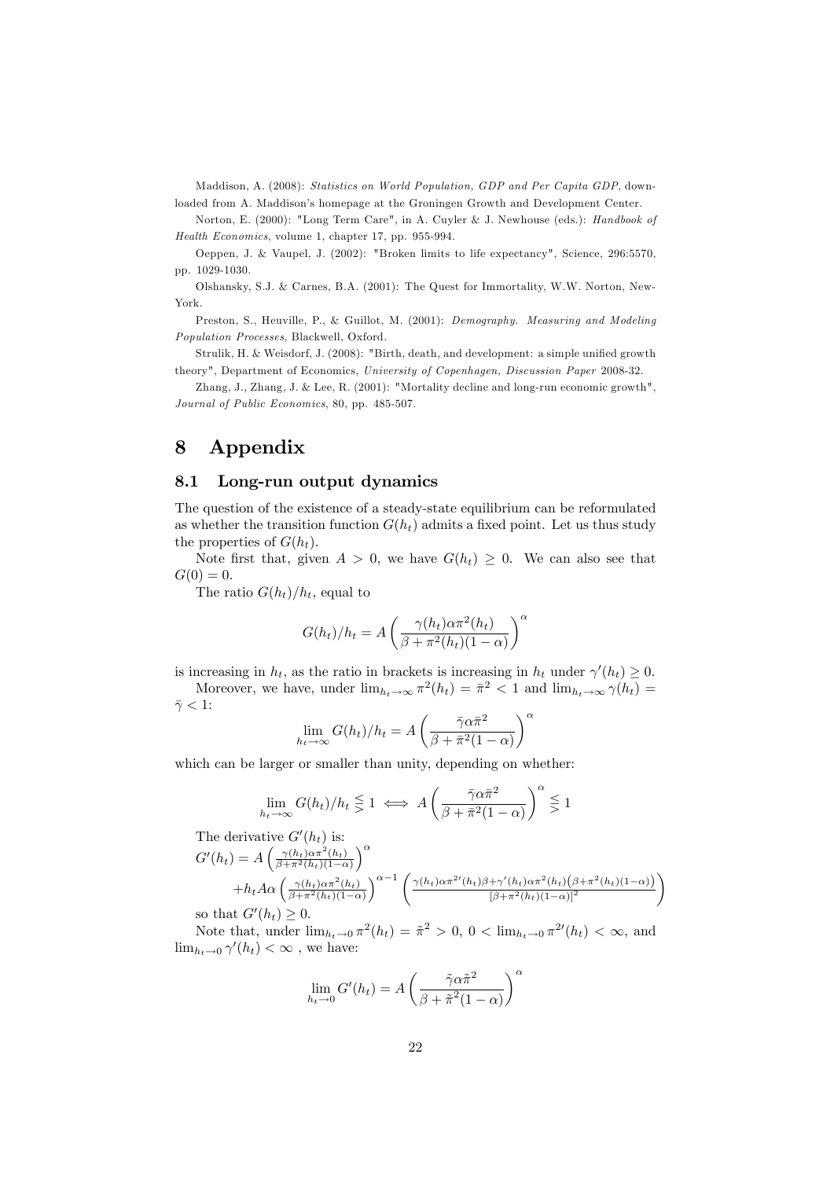Maddison, A. (2008): *Statistics on World Population, GDP and Per Capita GDP*, downloaded from A. Maddison's homepage at the Groningen Growth and Development Center.

Norton, E. (2000): "Long Term Care", in A. Cuyler & J. Newhouse (eds.): *Handbook of Health Economics*, volume 1, chapter 17, pp. 955-994.

Oeppen, J. & Vaupel, J. (2002): "Broken limits to life expectancy", Science, 296:5570, pp. 1029-1030.

Olshansky, S.J. & Carnes, B.A. (2001): The Quest for Immortality, W.W. Norton, New-York.

Preston, S., Heuville, P., & Guillot, M. (2001): *Demography. Measuring and Modeling Population Processes*, Blackwell, Oxford.

Strulik, H. & Weisdorf, J. (2008): "Birth, death, and development: a simple unified growth theory", Department of Economics, *University of Copenhagen, Discussion Paper* 2008-32.

Zhang, J., Zhang, J. & Lee, R. (2001): "Mortality decline and long-run economic growth", *Journal of Public Economics*, 80, pp. 485-507.

# 8 Appendix

## 8.1 Long-run output dynamics

The question of the existence of a steady-state equilibrium can be reformulated as whether the transition function $G(h_t)$ admits a fixed point. Let us thus study the properties of $G(h_t)$.

Note first that, given $A > 0$, we have $G(h_t) \geq 0$. We can also see that $G(0) = 0$.

The ratio $G(h_t)/h_t$, equal to

$$G(h_t)/h_t = A\left(\frac{\gamma(h_t)\alpha\pi^2(h_t)}{\beta + \pi^2(h_t)(1-\alpha)}\right)^{\alpha}$$

is increasing in $h_t$, as the ratio in brackets is increasing in $h_t$ under $\gamma'(h_t) \geq 0$.

Moreover, we have, under $\lim_{h_t\to\infty}\pi^2(h_t) = \bar{\pi}^2 < 1$ and $\lim_{h_t\to\infty}\gamma(h_t) = \bar{\gamma} < 1$:

$$\lim_{h_t\to\infty} G(h_t)/h_t = A\left(\frac{\bar{\gamma}\alpha\bar{\pi}^2}{\beta + \bar{\pi}^2(1-\alpha)}\right)^{\alpha}$$

which can be larger or smaller than unity, depending on whether:

$$\lim_{h_t\to\infty} G(h_t)/h_t \lesseqgtr 1 \iff A\left(\frac{\bar{\gamma}\alpha\bar{\pi}^2}{\beta + \bar{\pi}^2(1-\alpha)}\right)^{\alpha} \lesseqgtr 1$$

The derivative $G'(h_t)$ is:

$$G'(h_t) = A\left(\frac{\gamma(h_t)\alpha\pi^2(h_t)}{\beta+\pi^2(h_t)(1-\alpha)}\right)^{\alpha} + h_t A\alpha\left(\frac{\gamma(h_t)\alpha\pi^2(h_t)}{\beta+\pi^2(h_t)(1-\alpha)}\right)^{\alpha-1}\left(\frac{\gamma(h_t)\alpha\pi^{2\prime}(h_t)\beta+\gamma'(h_t)\alpha\pi^2(h_t)\left(\beta+\pi^2(h_t)(1-\alpha)\right)}{[\beta+\pi^2(h_t)(1-\alpha)]^2}\right)$$

so that $G'(h_t) \geq 0$.

Note that, under $\lim_{h_t\to 0}\pi^2(h_t) = \tilde{\pi}^2 > 0$, $0 < \lim_{h_t\to 0}\pi^{2\prime}(h_t) < \infty$, and $\lim_{h_t\to 0}\gamma'(h_t) < \infty$ , we have:

$$\lim_{h_t\to 0} G'(h_t) = A\left(\frac{\tilde{\gamma}\alpha\tilde{\pi}^2}{\beta + \tilde{\pi}^2(1-\alpha)}\right)^{\alpha}$$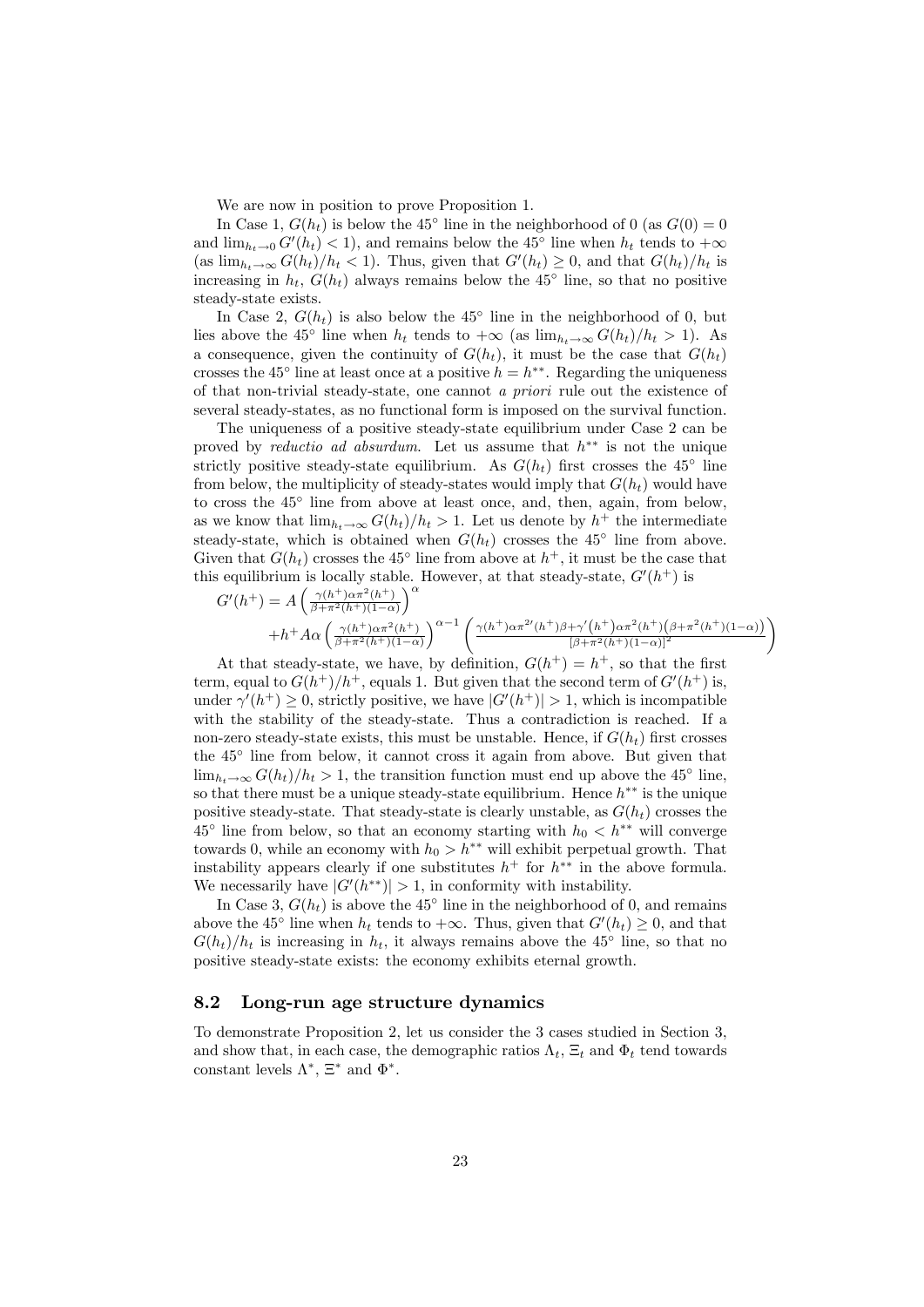We are now in position to prove Proposition 1.

In Case 1, $G(h_t)$ is below the 45° line in the neighborhood of 0 (as $G(0) = 0$ and $\lim_{h_t \to 0} G'(h_t) < 1$), and remains below the 45° line when $h_t$ tends to $+\infty$ (as $\lim_{h_t \to \infty} G(h_t)/h_t < 1$). Thus, given that $G'(h_t) \geq 0$, and that $G(h_t)/h_t$ is increasing in $h_t$, $G(h_t)$ always remains below the 45° line, so that no positive steady-state exists.

In Case 2, $G(h_t)$ is also below the 45° line in the neighborhood of 0, but lies above the 45° line when $h_t$ tends to $+\infty$ (as $\lim_{h_t \to \infty} G(h_t)/h_t > 1$). As a consequence, given the continuity of $G(h_t)$, it must be the case that $G(h_t)$ crosses the 45° line at least once at a positive $h = h^{**}$. Regarding the uniqueness of that non-trivial steady-state, one cannot *a priori* rule out the existence of several steady-states, as no functional form is imposed on the survival function.

The uniqueness of a positive steady-state equilibrium under Case 2 can be proved by *reductio ad absurdum*. Let us assume that $h^{**}$ is not the unique strictly positive steady-state equilibrium. As $G(h_t)$ first crosses the 45° line from below, the multiplicity of steady-states would imply that $G(h_t)$ would have to cross the 45° line from above at least once, and, then, again, from below, as we know that $\lim_{h_t \to \infty} G(h_t)/h_t > 1$. Let us denote by $h^+$ the intermediate steady-state, which is obtained when $G(h_t)$ crosses the 45° line from above. Given that $G(h_t)$ crosses the 45° line from above at $h^+$, it must be the case that this equilibrium is locally stable. However, at that steady-state, $G'(h^+)$ is

$$G'(h^+) = A\left(\frac{\gamma(h^+)\alpha\pi^2(h^+)}{\beta+\pi^2(h^+)(1-\alpha)}\right)^{\alpha} + h^+ A\alpha\left(\frac{\gamma(h^+)\alpha\pi^2(h^+)}{\beta+\pi^2(h^+)(1-\alpha)}\right)^{\alpha-1}\left(\frac{\gamma(h^+)\alpha\pi^{2\prime}(h^+)\beta+\gamma'(h^+)\alpha\pi^2(h^+)\left(\beta+\pi^2(h^+)(1-\alpha)\right)}{\left[\beta+\pi^2(h^+)(1-\alpha)\right]^2}\right)$$

At that steady-state, we have, by definition, $G(h^+) = h^+$, so that the first term, equal to $G(h^+)/h^+$, equals 1. But given that the second term of $G'(h^+)$ is, under $\gamma'(h^+) \geq 0$, strictly positive, we have $|G'(h^+)| > 1$, which is incompatible with the stability of the steady-state. Thus a contradiction is reached. If a non-zero steady-state exists, this must be unstable. Hence, if $G(h_t)$ first crosses the 45° line from below, it cannot cross it again from above. But given that $\lim_{h_t \to \infty} G(h_t)/h_t > 1$, the transition function must end up above the 45° line, so that there must be a unique steady-state equilibrium. Hence $h^{**}$ is the unique positive steady-state. That steady-state is clearly unstable, as $G(h_t)$ crosses the 45° line from below, so that an economy starting with $h_0 < h^{**}$ will converge towards 0, while an economy with $h_0 > h^{**}$ will exhibit perpetual growth. That instability appears clearly if one substitutes $h^+$ for $h^{**}$ in the above formula. We necessarily have $|G'(h^{**})| > 1$, in conformity with instability.

In Case 3, $G(h_t)$ is above the 45° line in the neighborhood of 0, and remains above the 45° line when $h_t$ tends to $+\infty$. Thus, given that $G'(h_t) \geq 0$, and that $G(h_t)/h_t$ is increasing in $h_t$, it always remains above the 45° line, so that no positive steady-state exists: the economy exhibits eternal growth.

## 8.2 Long-run age structure dynamics

To demonstrate Proposition 2, let us consider the 3 cases studied in Section 3, and show that, in each case, the demographic ratios $\Lambda_t$, $\Xi_t$ and $\Phi_t$ tend towards constant levels $\Lambda^*$, $\Xi^*$ and $\Phi^*$.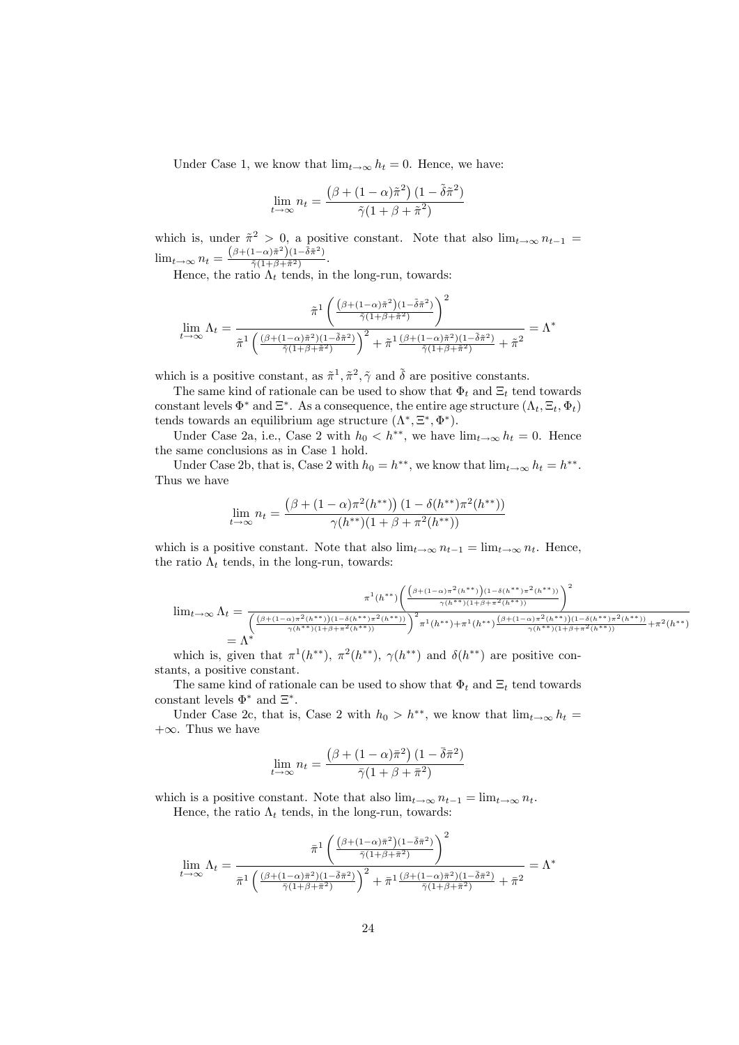Under Case 1, we know that $\lim_{t\to\infty} h_t = 0$. Hence, we have:

$$\lim_{t\to\infty} n_t = \frac{\left(\beta + (1-\alpha)\tilde{\pi}^2\right)(1-\tilde{\delta}\tilde{\pi}^2)}{\tilde{\gamma}(1+\beta+\tilde{\pi}^2)}$$

which is, under $\tilde{\pi}^2 > 0$, a positive constant. Note that also $\lim_{t\to\infty} n_{t-1} = \lim_{t\to\infty} n_t = \frac{\left(\beta+(1-\alpha)\tilde{\pi}^2\right)(1-\tilde{\delta}\tilde{\pi}^2)}{\tilde{\gamma}(1+\beta+\tilde{\pi}^2)}$.

Hence, the ratio $\Lambda_t$ tends, in the long-run, towards:

$$\lim_{t\to\infty} \Lambda_t = \frac{\tilde{\pi}^1 \left( \frac{\left(\beta+(1-\alpha)\tilde{\pi}^2\right)(1-\tilde{\delta}\tilde{\pi}^2)}{\tilde{\gamma}(1+\beta+\tilde{\pi}^2)} \right)^2}{\tilde{\pi}^1 \left( \frac{(\beta+(1-\alpha)\tilde{\pi}^2)(1-\tilde{\delta}\tilde{\pi}^2)}{\tilde{\gamma}(1+\beta+\tilde{\pi}^2)} \right)^2 + \tilde{\pi}^1 \frac{(\beta+(1-\alpha)\tilde{\pi}^2)(1-\tilde{\delta}\tilde{\pi}^2)}{\tilde{\gamma}(1+\beta+\tilde{\pi}^2)} + \tilde{\pi}^2} = \Lambda^*$$

which is a positive constant, as $\tilde{\pi}^1, \tilde{\pi}^2, \tilde{\gamma}$ and $\tilde{\delta}$ are positive constants.

The same kind of rationale can be used to show that $\Phi_t$ and $\Xi_t$ tend towards constant levels $\Phi^*$ and $\Xi^*$. As a consequence, the entire age structure $(\Lambda_t, \Xi_t, \Phi_t)$ tends towards an equilibrium age structure $(\Lambda^*, \Xi^*, \Phi^*)$.

Under Case 2a, i.e., Case 2 with $h_0 < h^{**}$, we have $\lim_{t\to\infty} h_t = 0$. Hence the same conclusions as in Case 1 hold.

Under Case 2b, that is, Case 2 with $h_0 = h^{**}$, we know that $\lim_{t\to\infty} h_t = h^{**}$. Thus we have

$$\lim_{t\to\infty} n_t = \frac{\left(\beta + (1-\alpha)\pi^2(h^{**})\right)(1-\delta(h^{**})\pi^2(h^{**}))}{\gamma(h^{**})(1+\beta+\pi^2(h^{**}))}$$

which is a positive constant. Note that also $\lim_{t\to\infty} n_{t-1} = \lim_{t\to\infty} n_t$. Hence, the ratio $\Lambda_t$ tends, in the long-run, towards:

$$\lim_{t\to\infty} \Lambda_t = \frac{\pi^1(h^{**}) \left( \frac{\left(\beta+(1-\alpha)\pi^2(h^{**})\right)(1-\delta(h^{**})\pi^2(h^{**}))}{\gamma(h^{**})(1+\beta+\pi^2(h^{**}))} \right)^2}{\left( \frac{(\beta+(1-\alpha)\pi^2(h^{**}))(1-\delta(h^{**})\pi^2(h^{**}))}{\gamma(h^{**})(1+\beta+\pi^2(h^{**}))} \right)^2 \pi^1(h^{**}) + \pi^1(h^{**}) \frac{(\beta+(1-\alpha)\pi^2(h^{**}))(1-\delta(h^{**})\pi^2(h^{**}))}{\gamma(h^{**})(1+\beta+\pi^2(h^{**}))} + \pi^2(h^{**})} = \Lambda^*$$

which is, given that $\pi^1(h^{**})$, $\pi^2(h^{**})$, $\gamma(h^{**})$ and $\delta(h^{**})$ are positive constants, a positive constant.

The same kind of rationale can be used to show that $\Phi_t$ and $\Xi_t$ tend towards constant levels $\Phi^*$ and $\Xi^*$.

Under Case 2c, that is, Case 2 with $h_0 > h^{**}$, we know that $\lim_{t\to\infty} h_t = +\infty$. Thus we have

$$\lim_{t\to\infty} n_t = \frac{\left(\beta + (1-\alpha)\bar{\pi}^2\right)(1-\bar{\delta}\bar{\pi}^2)}{\bar{\gamma}(1+\beta+\bar{\pi}^2)}$$

which is a positive constant. Note that also $\lim_{t\to\infty} n_{t-1} = \lim_{t\to\infty} n_t$.

Hence, the ratio $\Lambda_t$ tends, in the long-run, towards:

$$\lim_{t\to\infty} \Lambda_t = \frac{\bar{\pi}^1 \left( \frac{\left(\beta+(1-\alpha)\bar{\pi}^2\right)(1-\bar{\delta}\bar{\pi}^2)}{\bar{\gamma}(1+\beta+\bar{\pi}^2)} \right)^2}{\bar{\pi}^1 \left( \frac{(\beta+(1-\alpha)\bar{\pi}^2)(1-\bar{\delta}\bar{\pi}^2)}{\bar{\gamma}(1+\beta+\bar{\pi}^2)} \right)^2 + \bar{\pi}^1 \frac{(\beta+(1-\alpha)\bar{\pi}^2)(1-\bar{\delta}\bar{\pi}^2)}{\bar{\gamma}(1+\beta+\bar{\pi}^2)} + \bar{\pi}^2} = \Lambda^*$$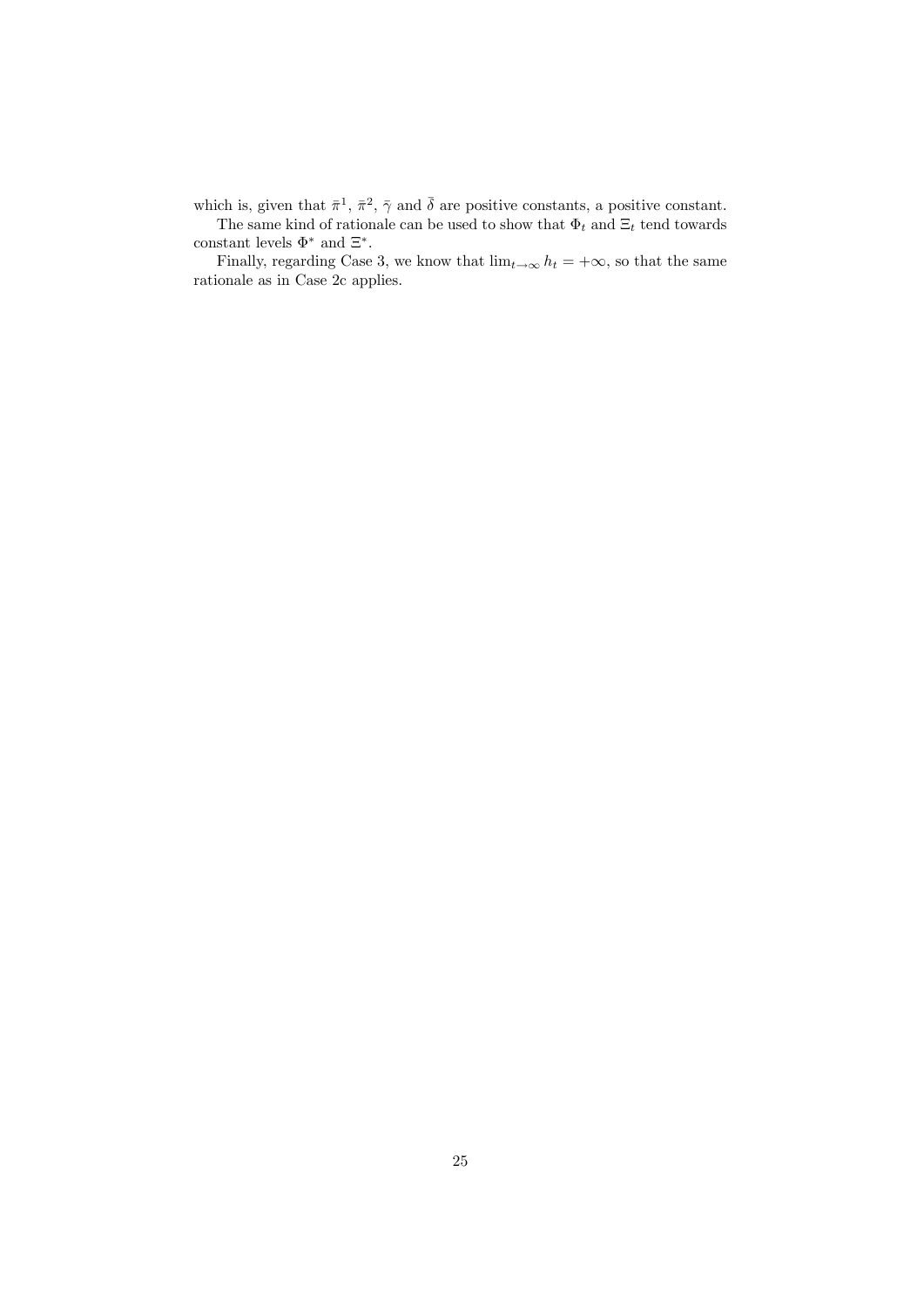which is, given that $\bar{\pi}^1$, $\bar{\pi}^2$, $\bar{\gamma}$ and $\bar{\bar{\delta}}$ are positive constants, a positive constant.

The same kind of rationale can be used to show that $\Phi_t$ and $\Xi_t$ tend towards constant levels $\Phi^*$ and $\Xi^*$.

Finally, regarding Case 3, we know that $\lim_{t\to\infty} h_t = +\infty$, so that the same rationale as in Case 2c applies.